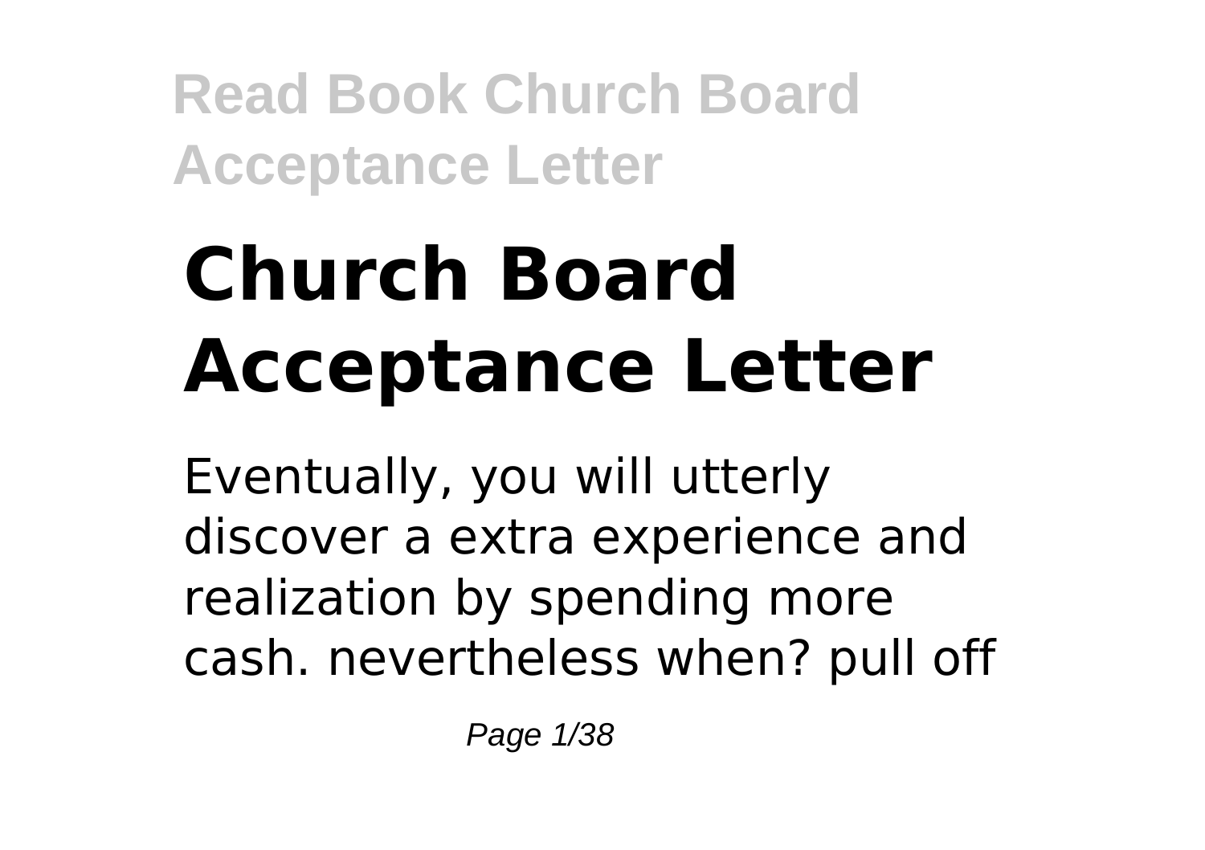# Church Board Acceptance Letter

Eventually, you will utterly discover a extra experience and realization by spending more cash. nevertheless when? pull off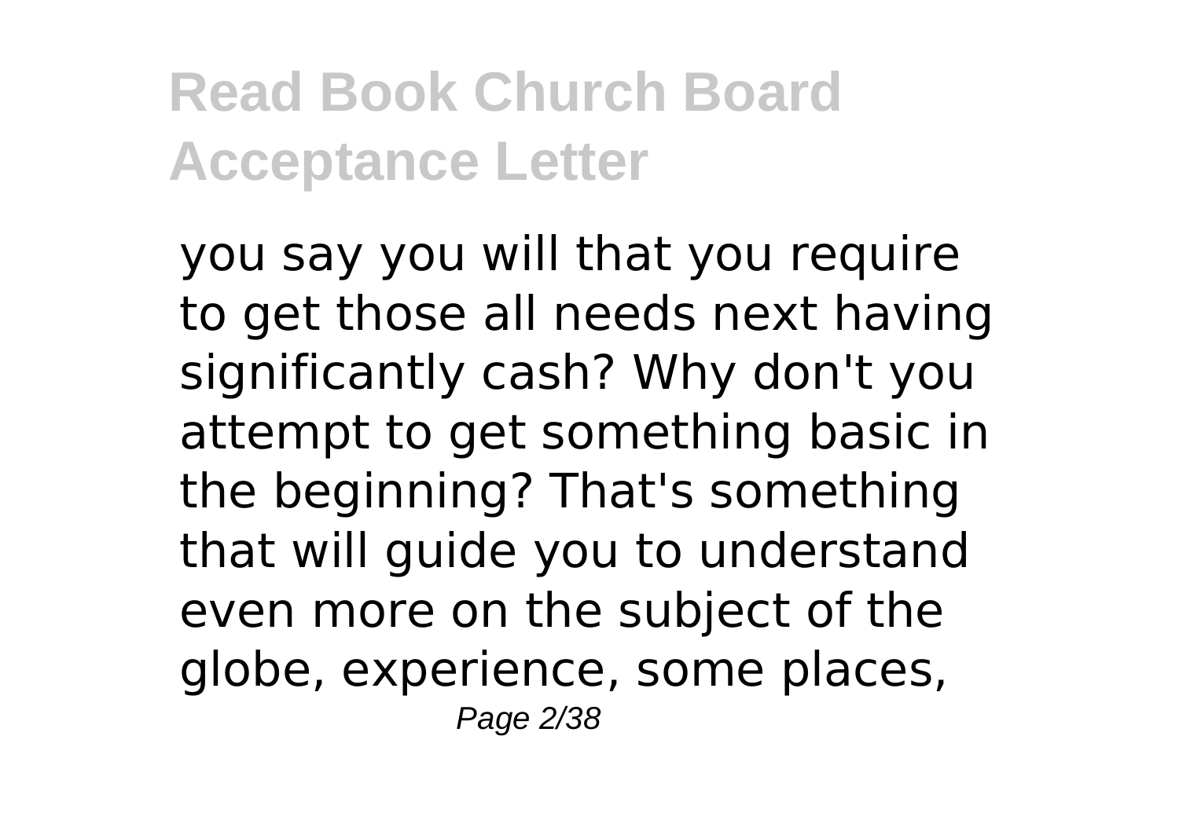you say you will that you require to get those all needs next having significantly cash? Why don't you attempt to get something basic in the beginning? That's something that will guide you to understand even more on the subject of the globe, experience, some places,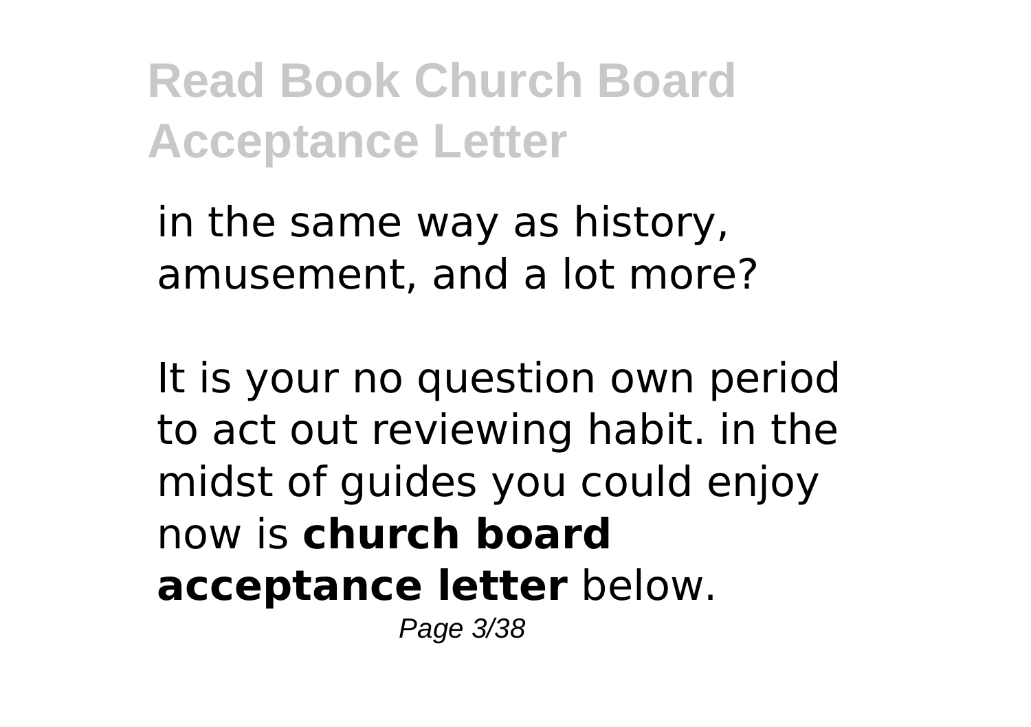in the same way as history, amusement, and a lot more?

It is your no question own period to act out reviewing habit. in the midst of guides you could enjoy now is **church board acceptance letter** below.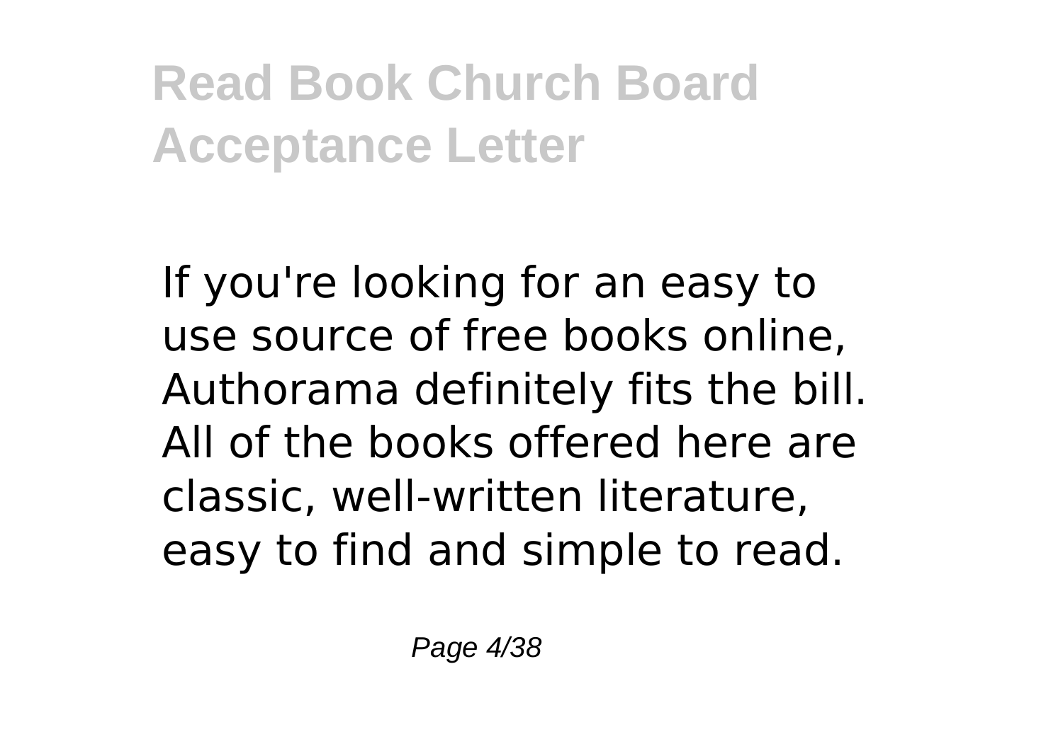If you're looking for an easy to use source of free books online, Authorama definitely fits the bill. All of the books offered here are classic, well-written literature, easy to find and simple to read.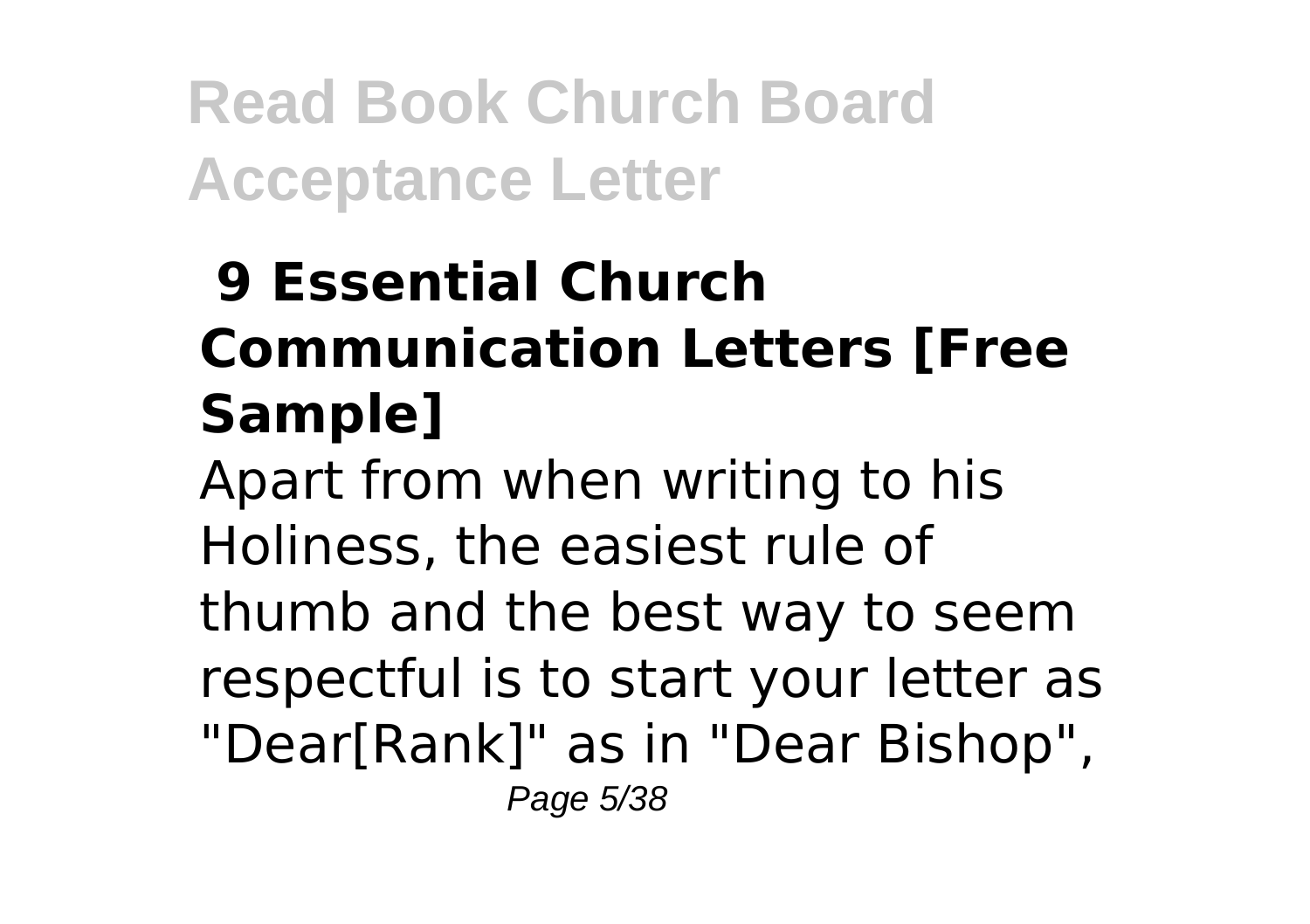## 9 Essential Church Communication Letters [Free Sample]

Apart from when writing to his Holiness, the easiest rule of thumb and the best way to seem respectful is to start your letter as "Dear[Rank]" as in "Dear Bishop",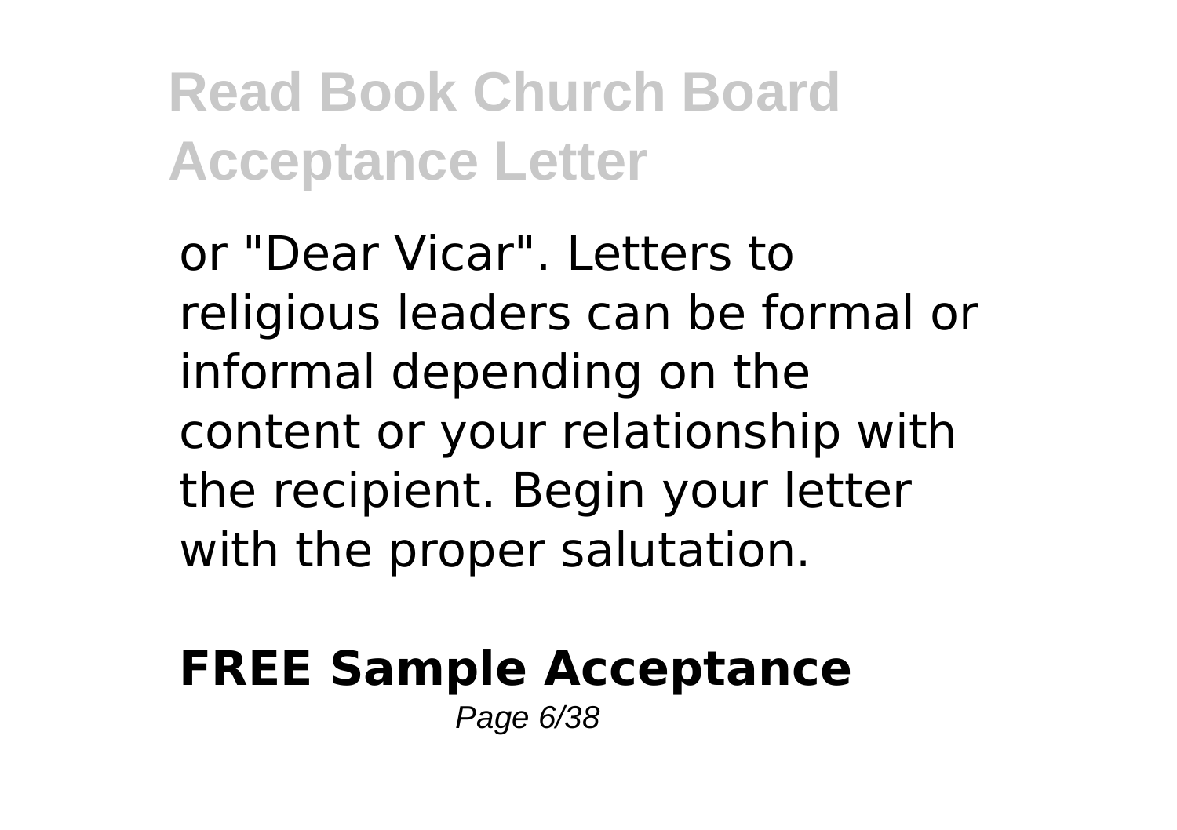or "Dear Vicar". Letters to religious leaders can be formal or informal depending on the content or your relationship with the recipient. Begin your letter with the proper salutation.

## FREE Sample Acceptance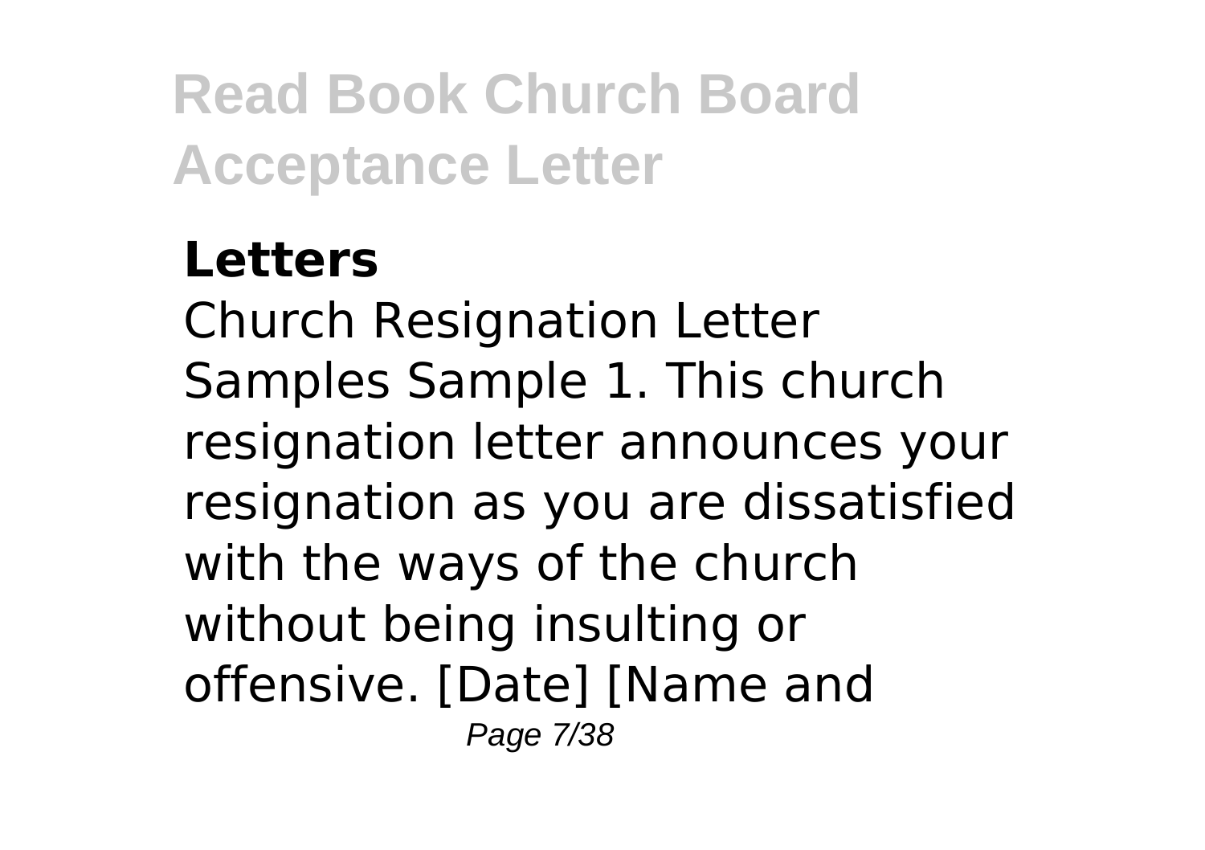**Letters**

Church Resignation Letter Samples Sample 1. This church resignation letter announces your resignation as you are dissatisfied with the ways of the church without being insulting or offensive. [Date] [Name and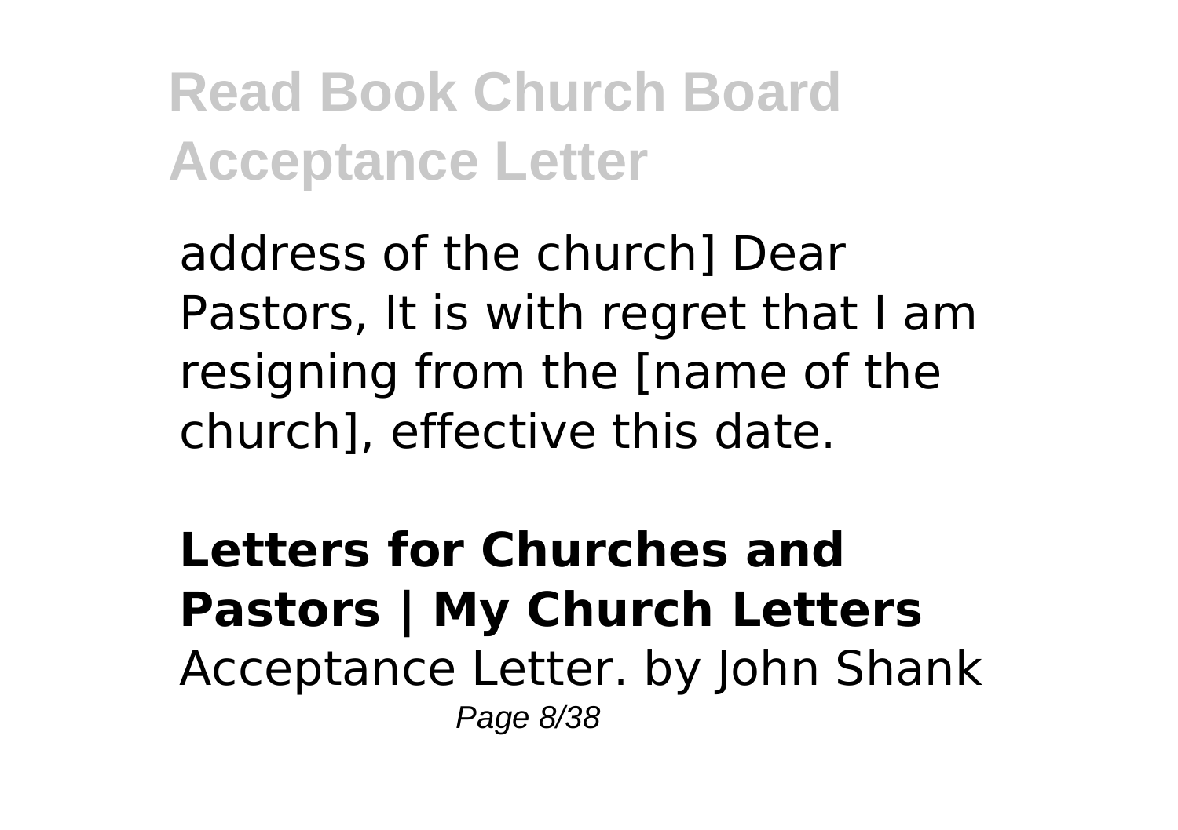address of the church] Dear Pastors, It is with regret that I am resigning from the [name of the church], effective this date.

**Letters for Churches and Pastors | My Church Letters**
Acceptance Letter. by John Shank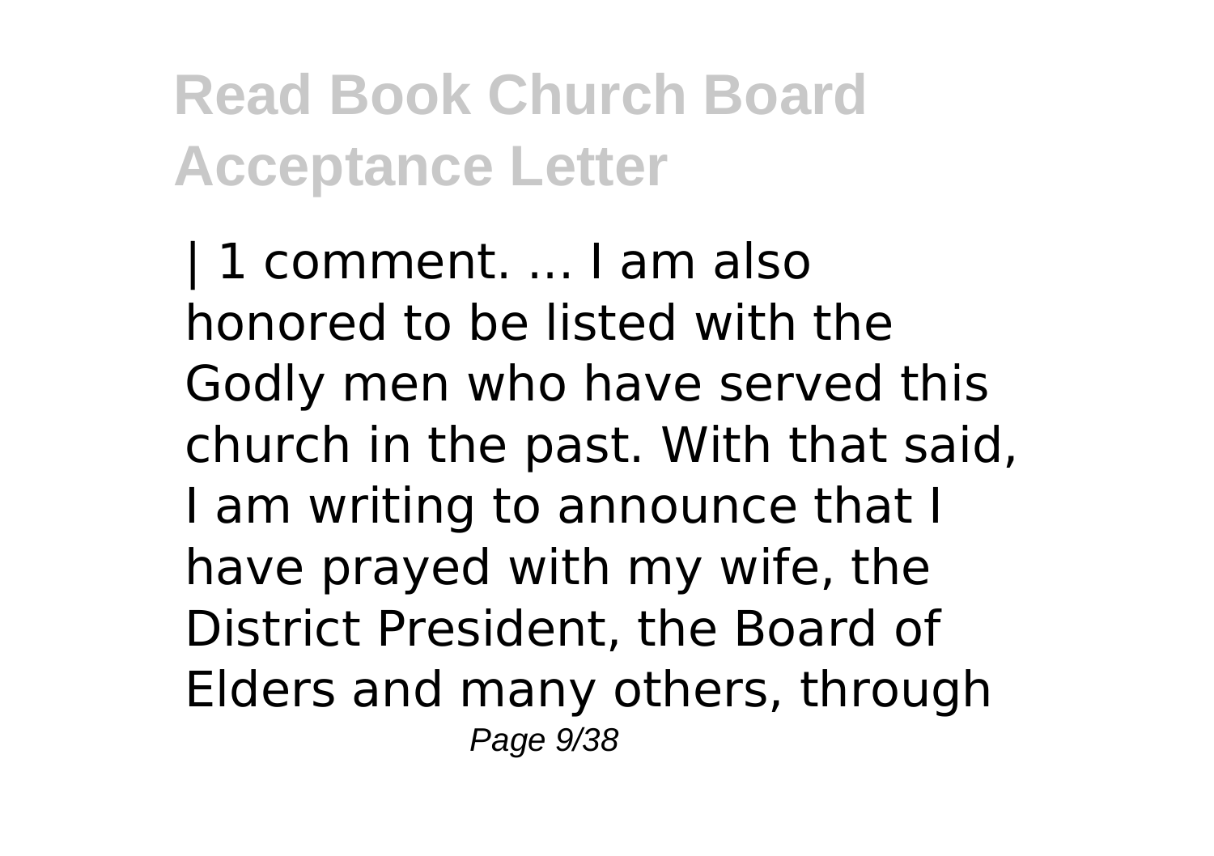# Read Book Church Board Acceptance Letter

| 1 comment. ... I am also honored to be listed with the Godly men who have served this church in the past. With that said, I am writing to announce that I have prayed with my wife, the District President, the Board of Elders and many others, through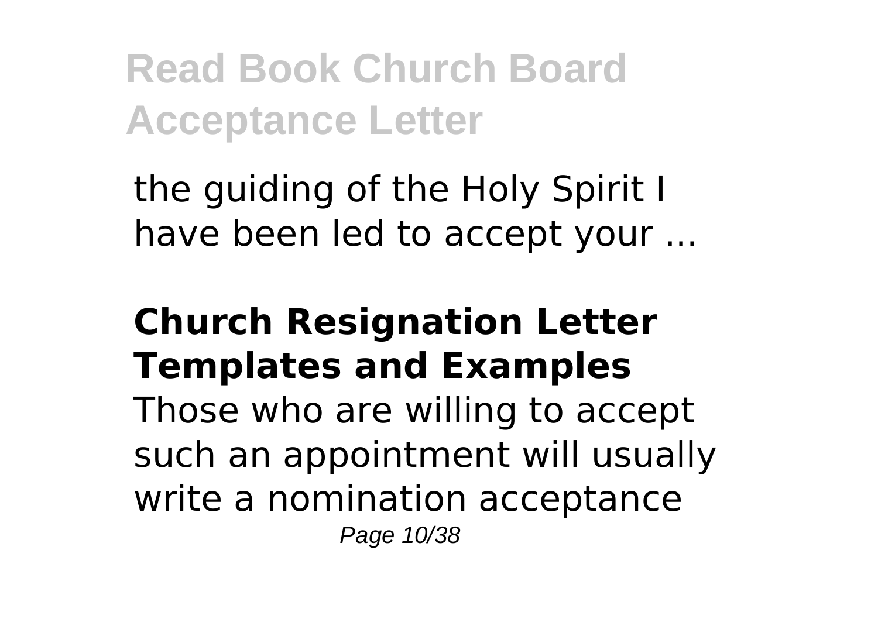the guiding of the Holy Spirit I have been led to accept your ...

**Church Resignation Letter Templates and Examples**

Those who are willing to accept such an appointment will usually write a nomination acceptance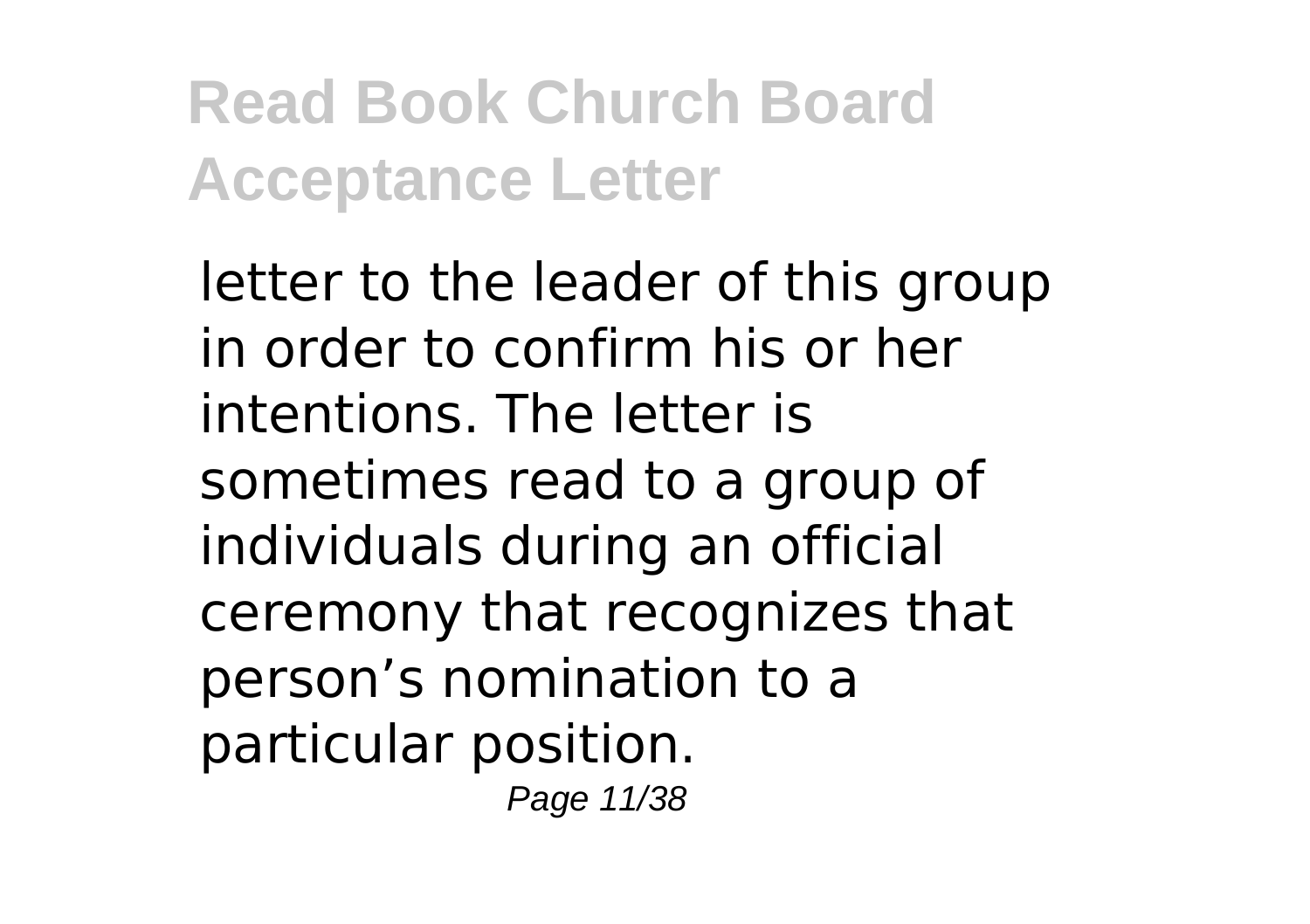letter to the leader of this group in order to confirm his or her intentions. The letter is sometimes read to a group of individuals during an official ceremony that recognizes that person's nomination to a particular position.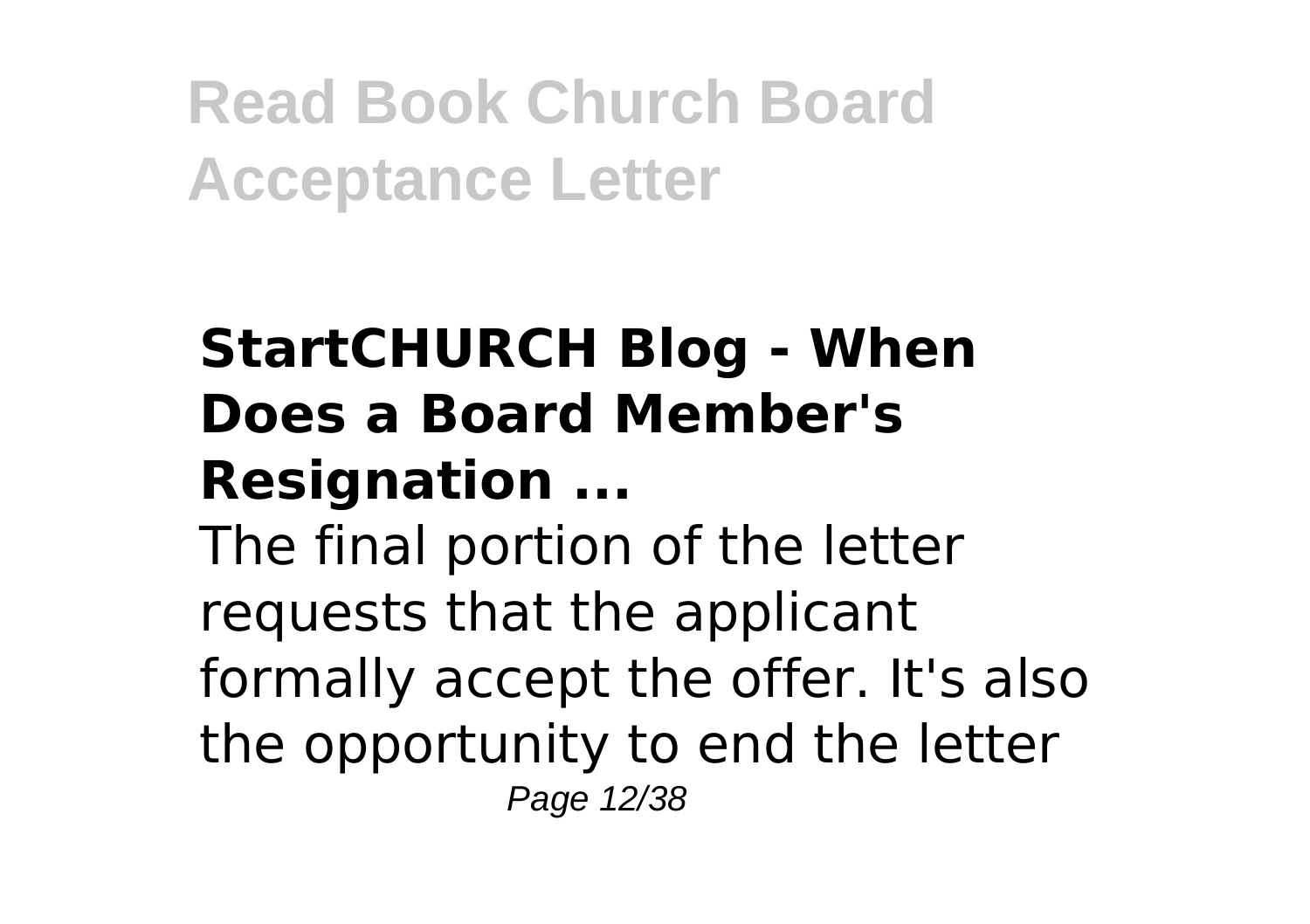### StartCHURCH Blog - When Does a Board Member's Resignation ...

The final portion of the letter requests that the applicant formally accept the offer. It's also the opportunity to end the letter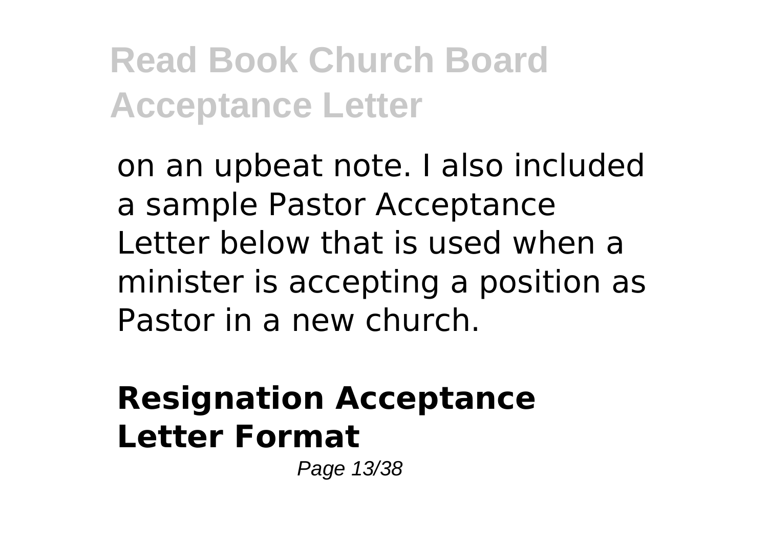on an upbeat note. I also included a sample Pastor Acceptance Letter below that is used when a minister is accepting a position as Pastor in a new church.

## Resignation Acceptance Letter Format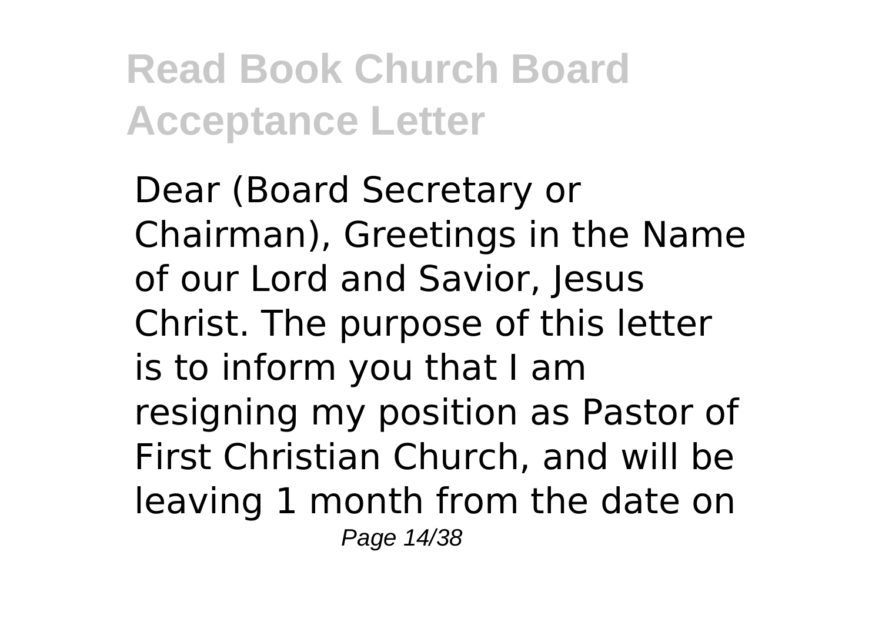Dear (Board Secretary or Chairman), Greetings in the Name of our Lord and Savior, Jesus Christ. The purpose of this letter is to inform you that I am resigning my position as Pastor of First Christian Church, and will be leaving 1 month from the date on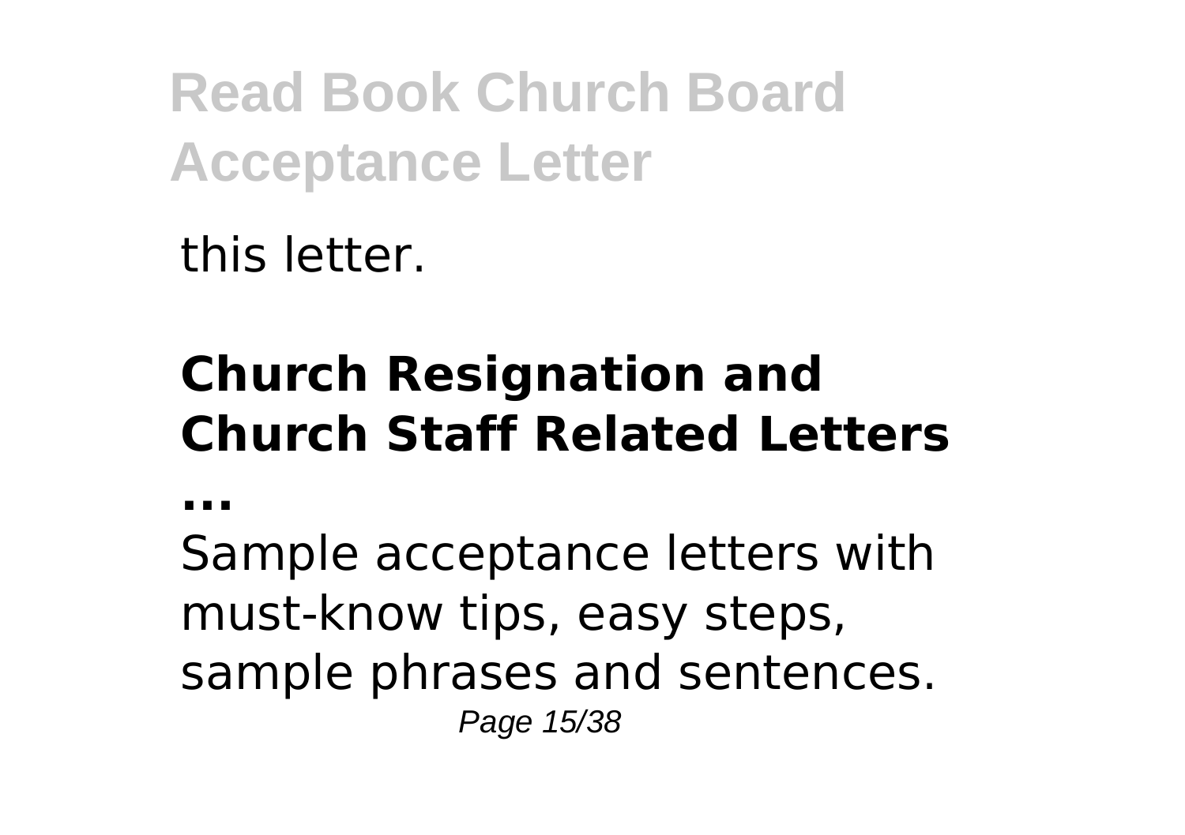this letter.

## Church Resignation and Church Staff Related Letters ...

Sample acceptance letters with must-know tips, easy steps, sample phrases and sentences.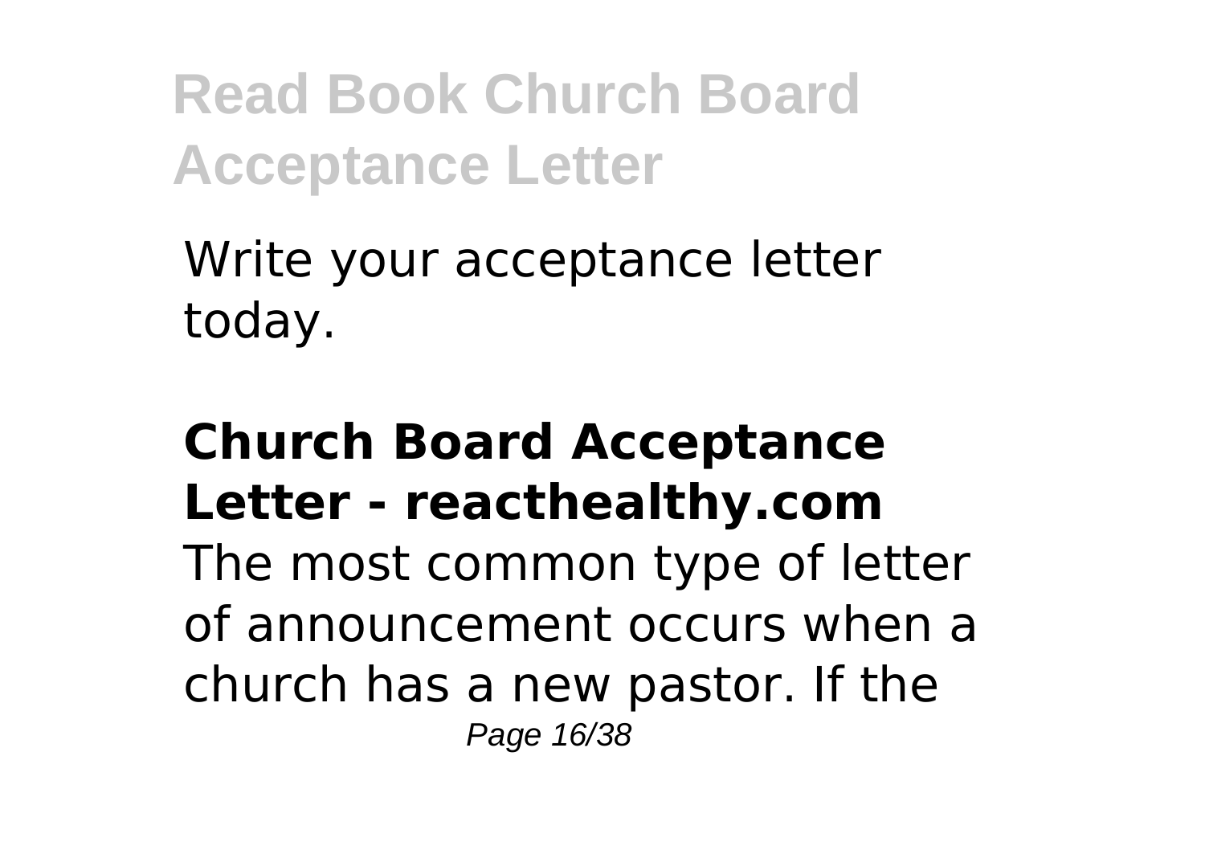Write your acceptance letter today.

**Church Board Acceptance Letter - reacthealthy.com**

The most common type of letter of announcement occurs when a church has a new pastor. If the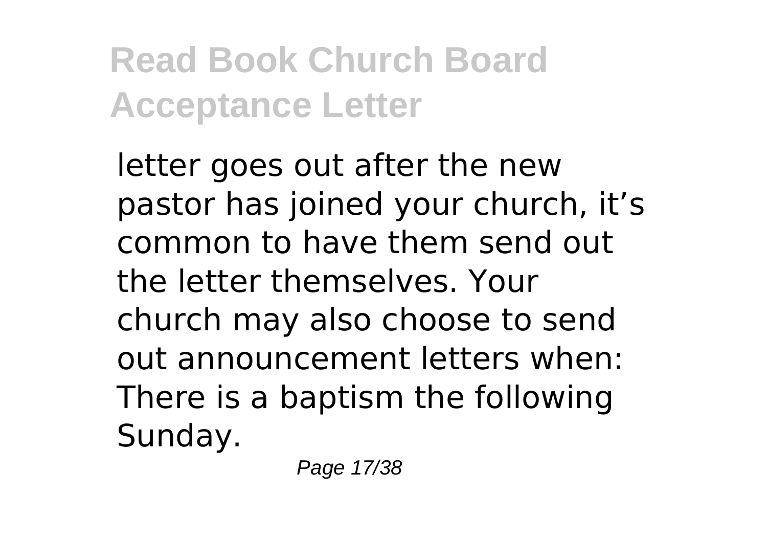letter goes out after the new pastor has joined your church, it’s common to have them send out the letter themselves. Your church may also choose to send out announcement letters when: There is a baptism the following Sunday.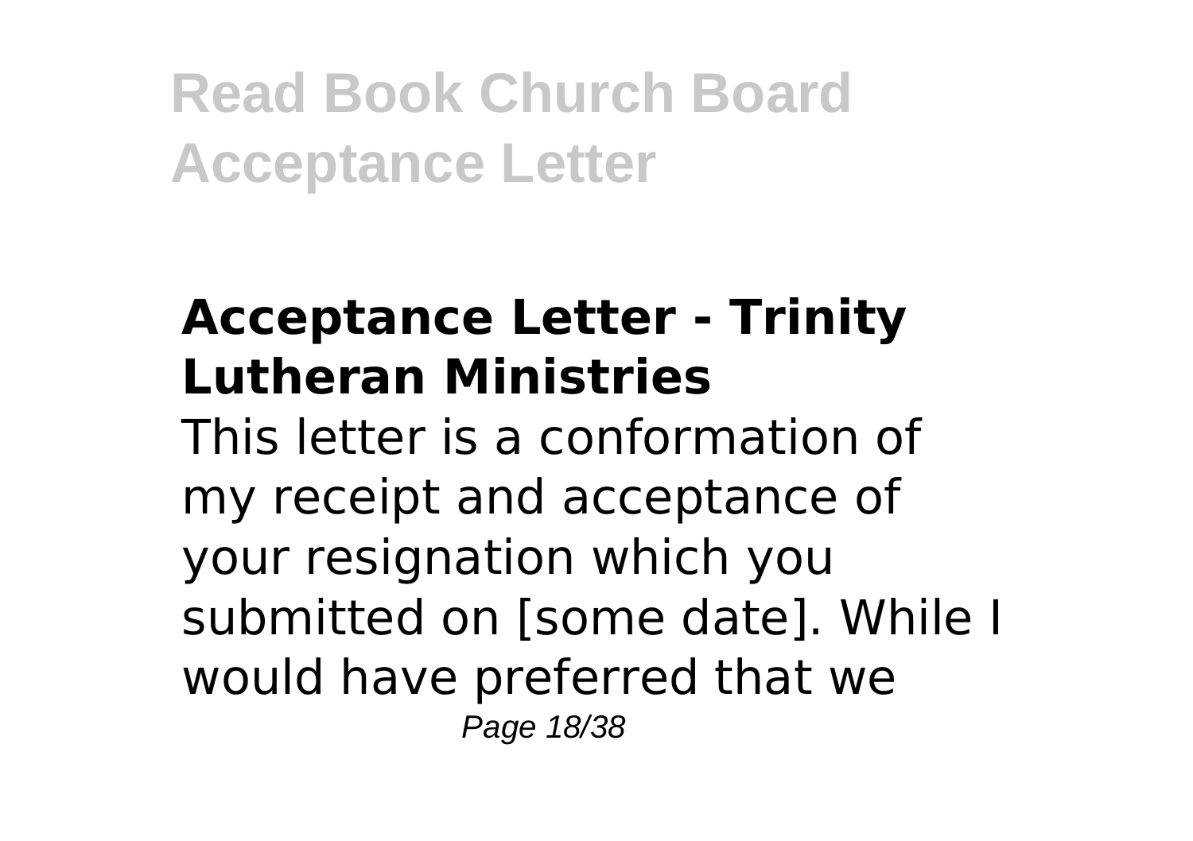## Acceptance Letter - Trinity Lutheran Ministries

This letter is a conformation of my receipt and acceptance of your resignation which you submitted on [some date]. While I would have preferred that we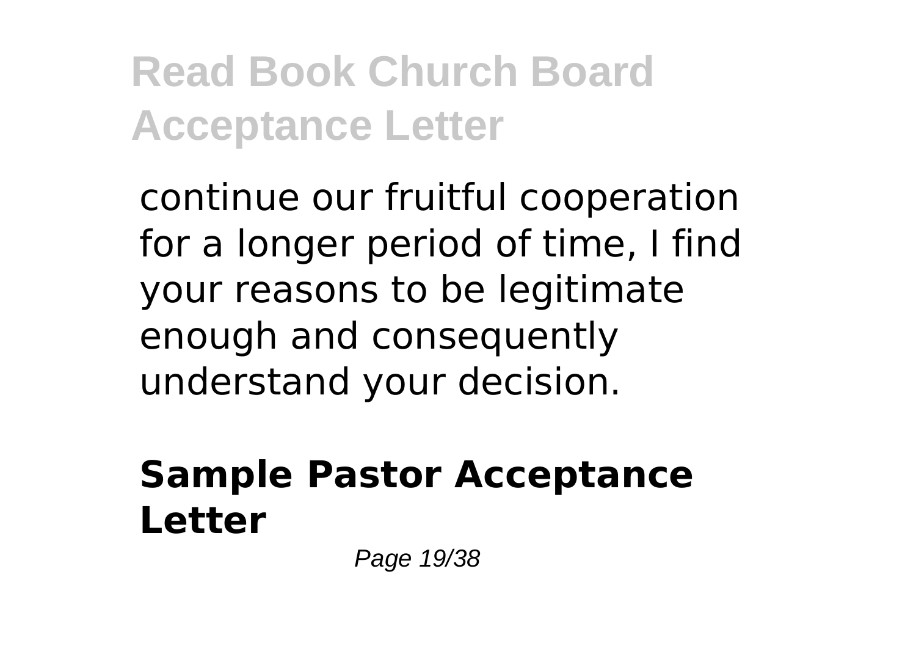continue our fruitful cooperation for a longer period of time, I find your reasons to be legitimate enough and consequently understand your decision.

## Sample Pastor Acceptance Letter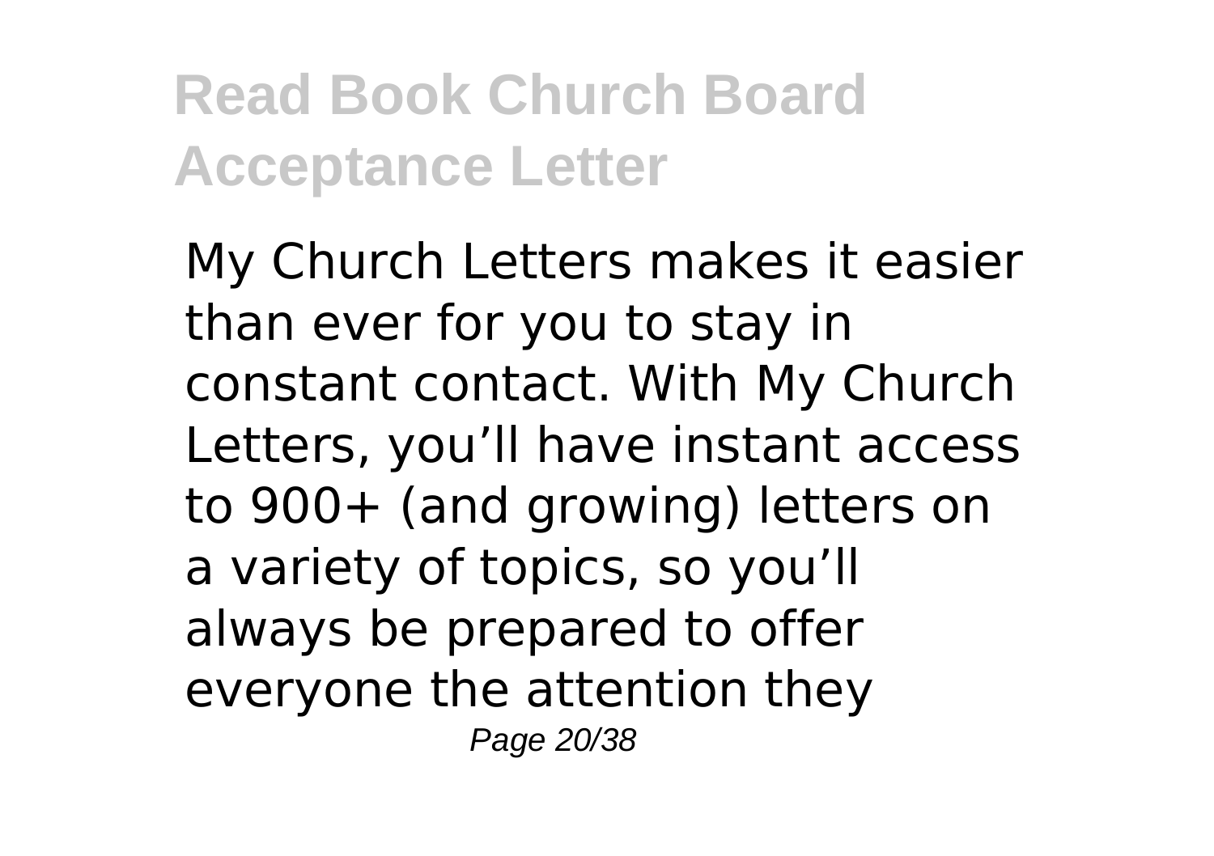My Church Letters makes it easier than ever for you to stay in constant contact. With My Church Letters, you'll have instant access to 900+ (and growing) letters on a variety of topics, so you'll always be prepared to offer everyone the attention they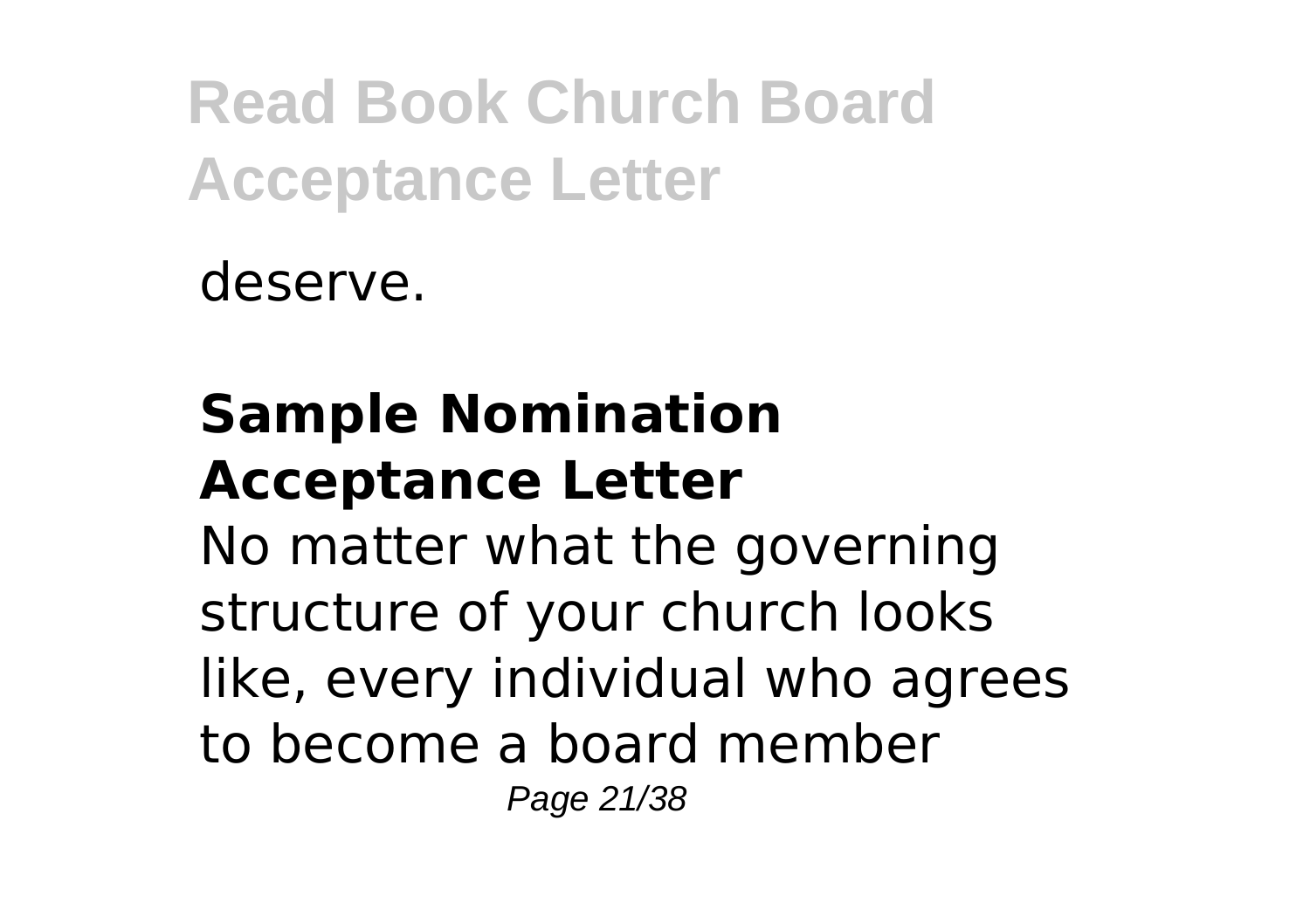deserve.

## Sample Nomination Acceptance Letter

No matter what the governing structure of your church looks like, every individual who agrees to become a board member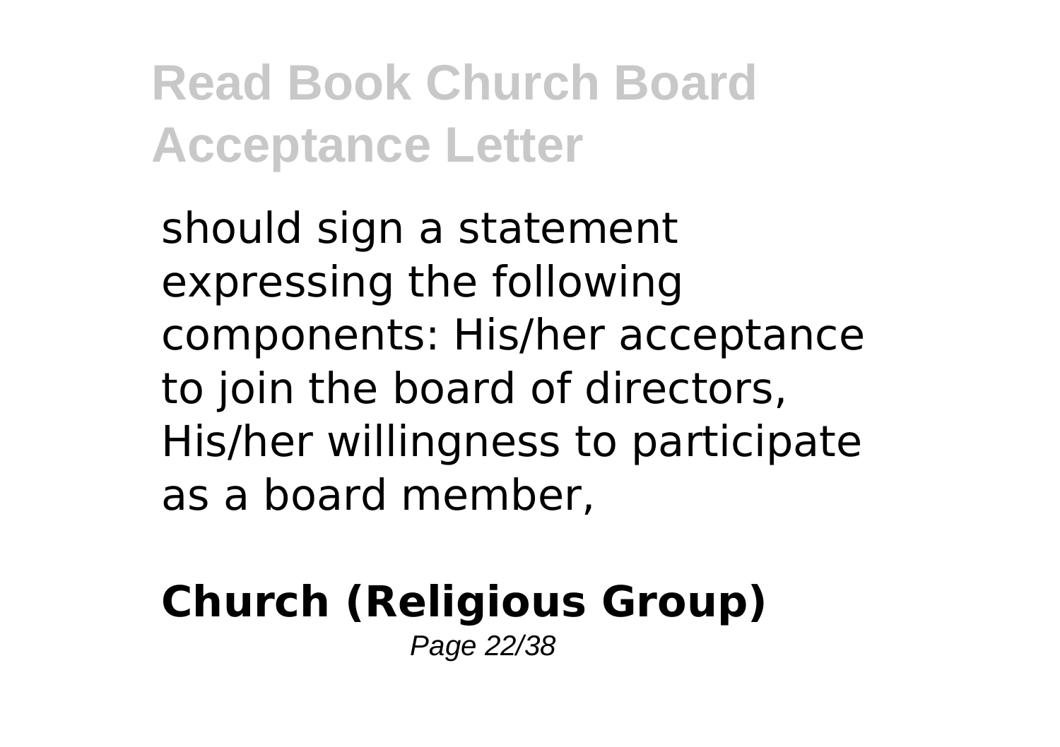should sign a statement expressing the following components: His/her acceptance to join the board of directors, His/her willingness to participate as a board member,

## Church (Religious Group)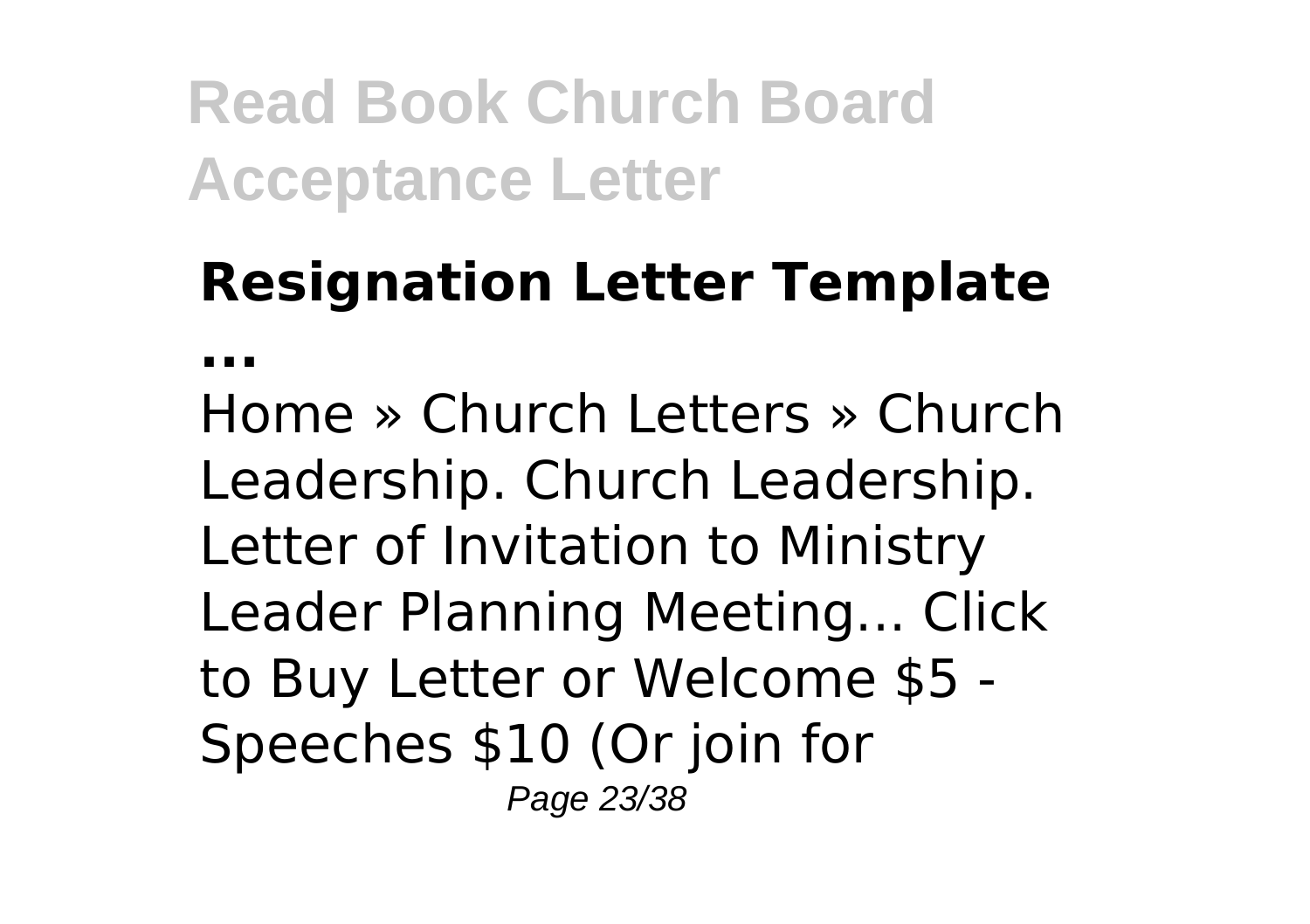## Resignation Letter Template ...

Home » Church Letters » Church Leadership. Church Leadership. Letter of Invitation to Ministry Leader Planning Meeting... Click to Buy Letter or Welcome $5 - Speeches $10 (Or join for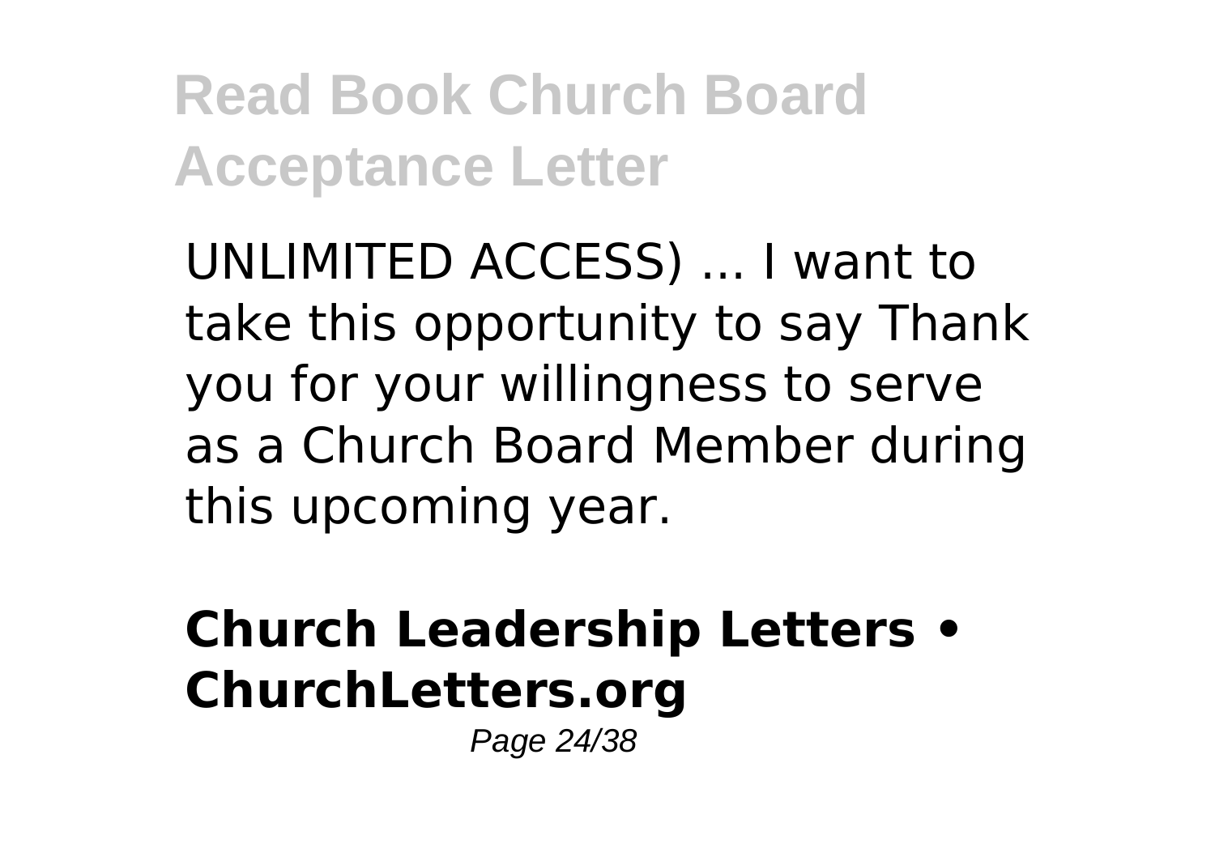UNLIMITED ACCESS) ... I want to take this opportunity to say Thank you for your willingness to serve as a Church Board Member during this upcoming year.

## Church Leadership Letters • ChurchLetters.org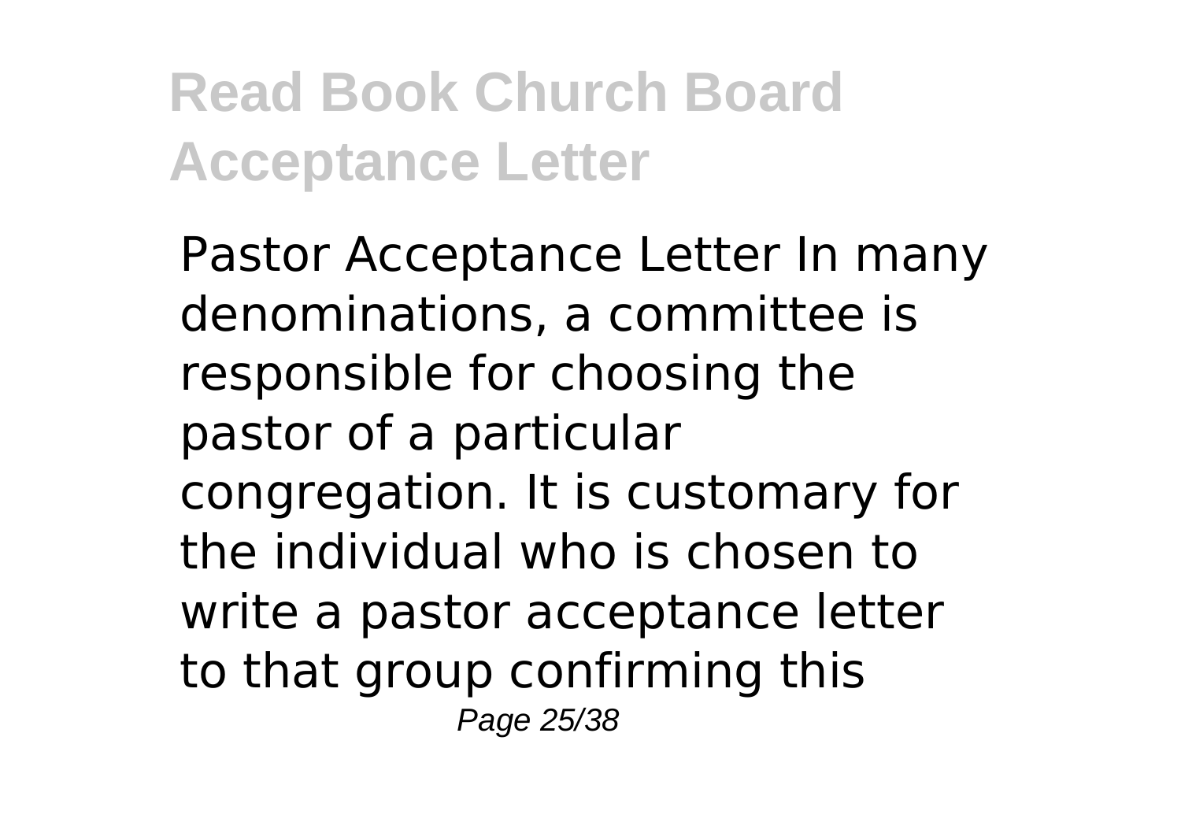Pastor Acceptance Letter In many denominations, a committee is responsible for choosing the pastor of a particular congregation. It is customary for the individual who is chosen to write a pastor acceptance letter to that group confirming this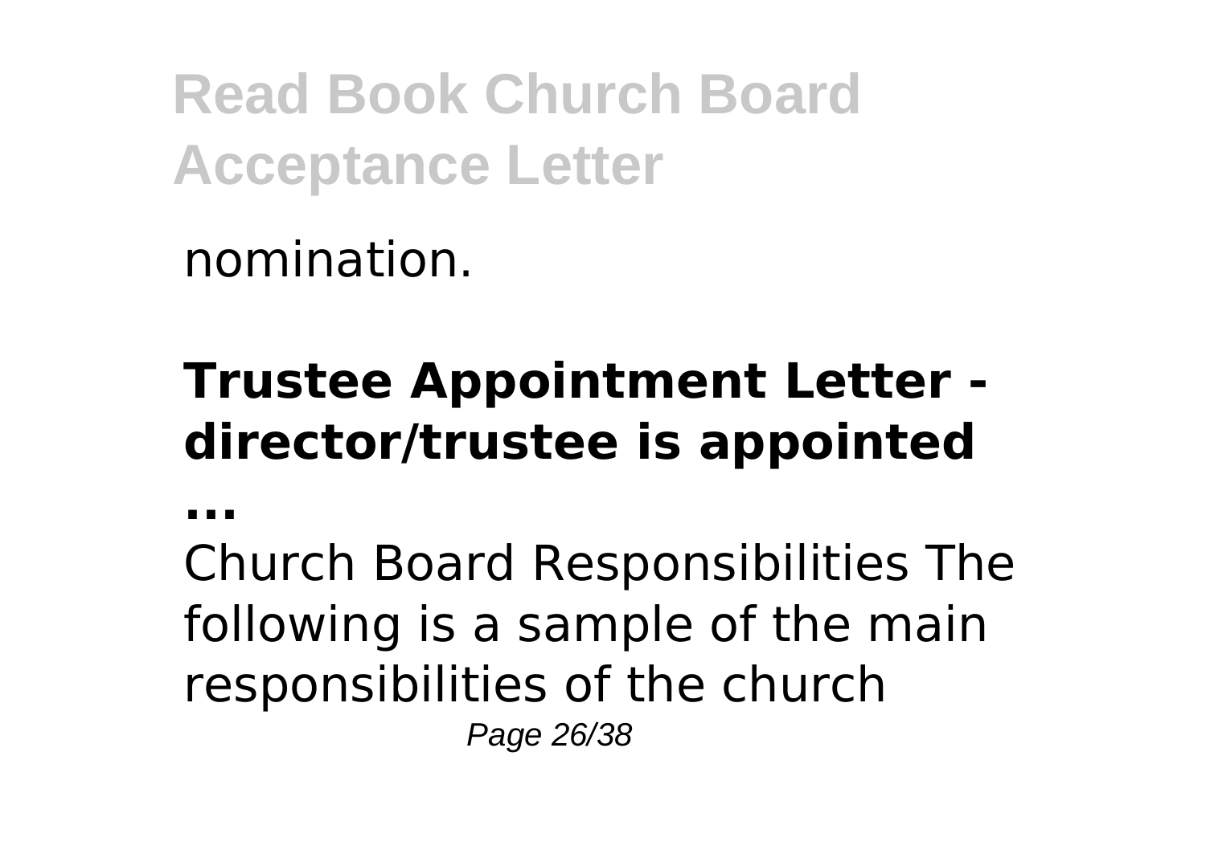nomination.

## Trustee Appointment Letter - director/trustee is appointed ...

Church Board Responsibilities The following is a sample of the main responsibilities of the church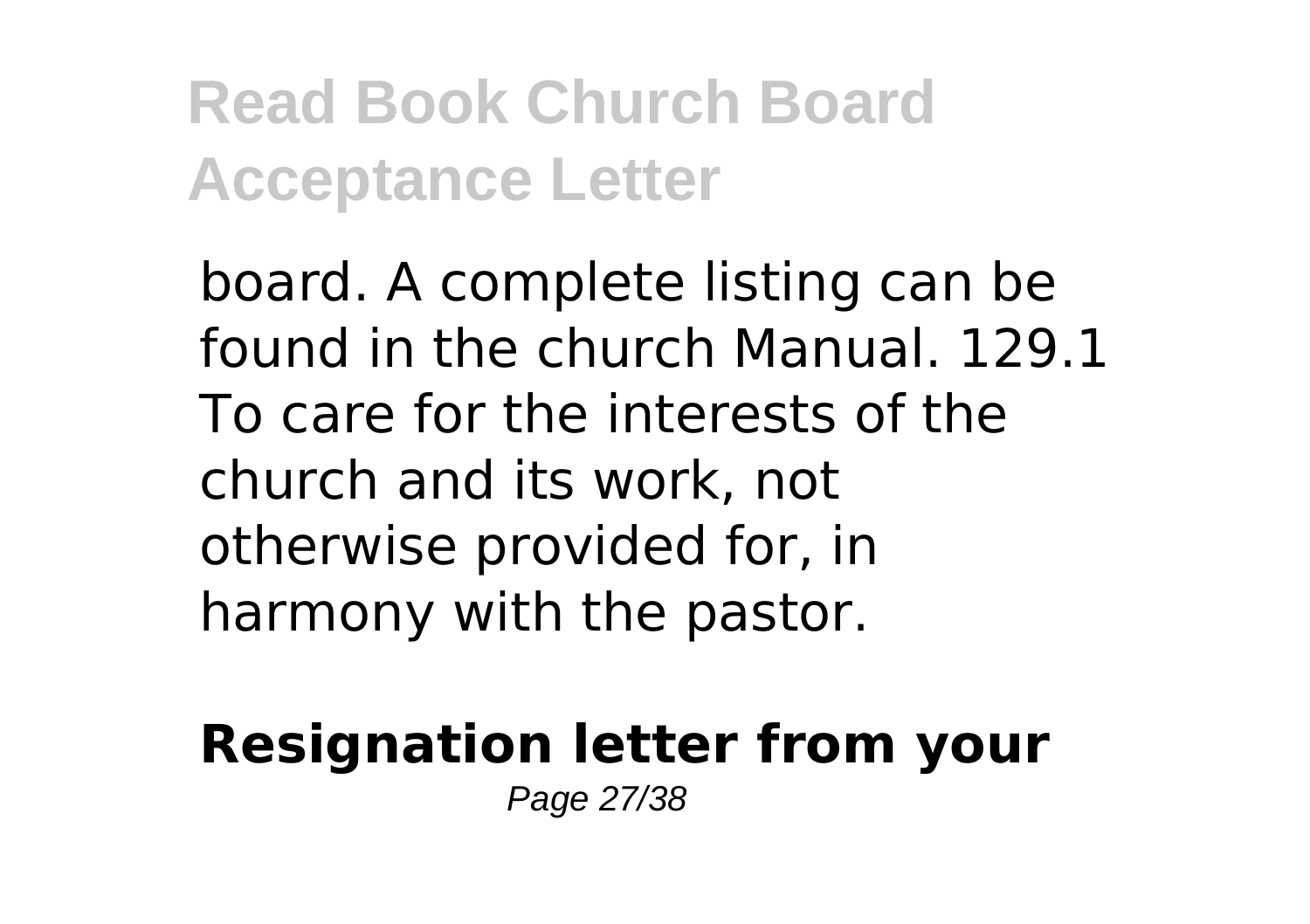board. A complete listing can be found in the church Manual. 129.1 To care for the interests of the church and its work, not otherwise provided for, in harmony with the pastor.

**Resignation letter from your**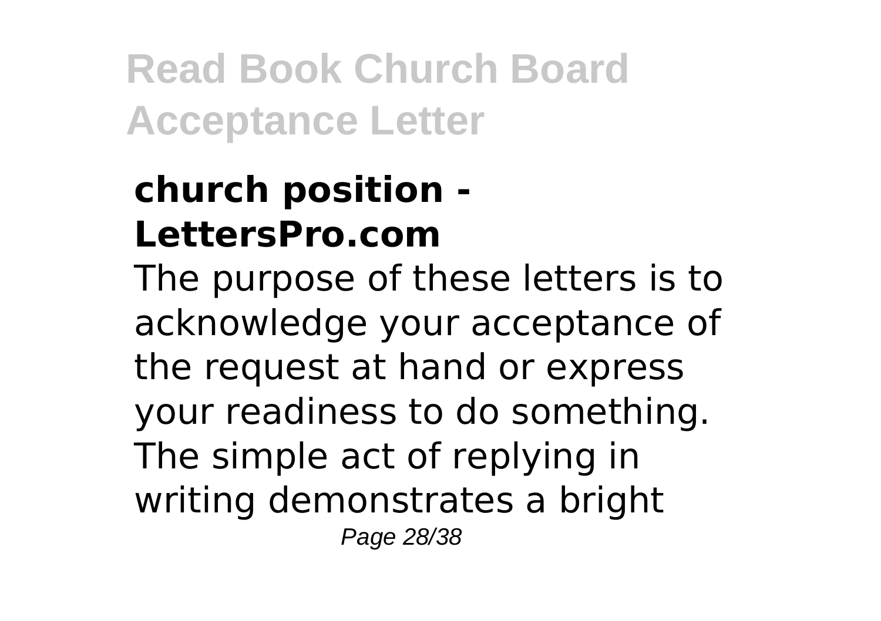### church position - LettersPro.com

The purpose of these letters is to acknowledge your acceptance of the request at hand or express your readiness to do something. The simple act of replying in writing demonstrates a bright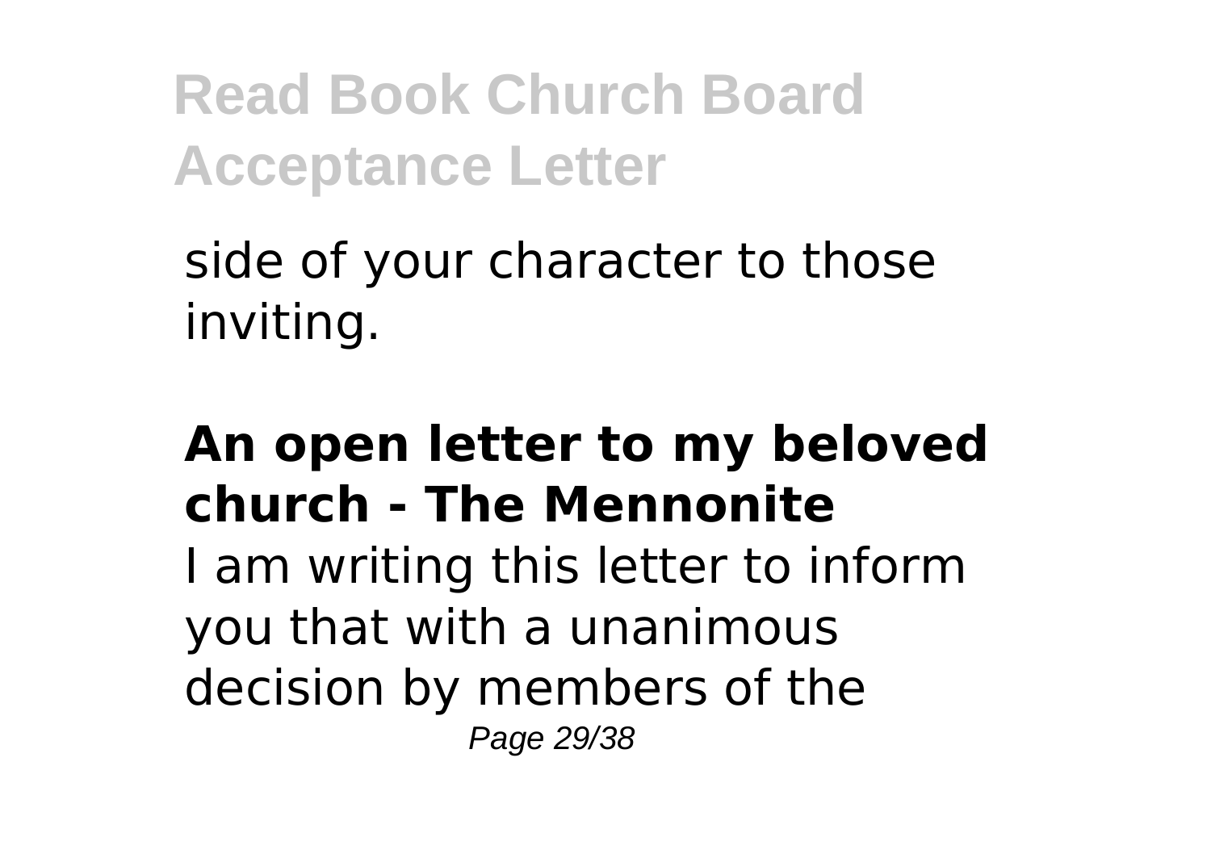side of your character to those inviting.

**An open letter to my beloved church - The Mennonite**

I am writing this letter to inform you that with a unanimous decision by members of the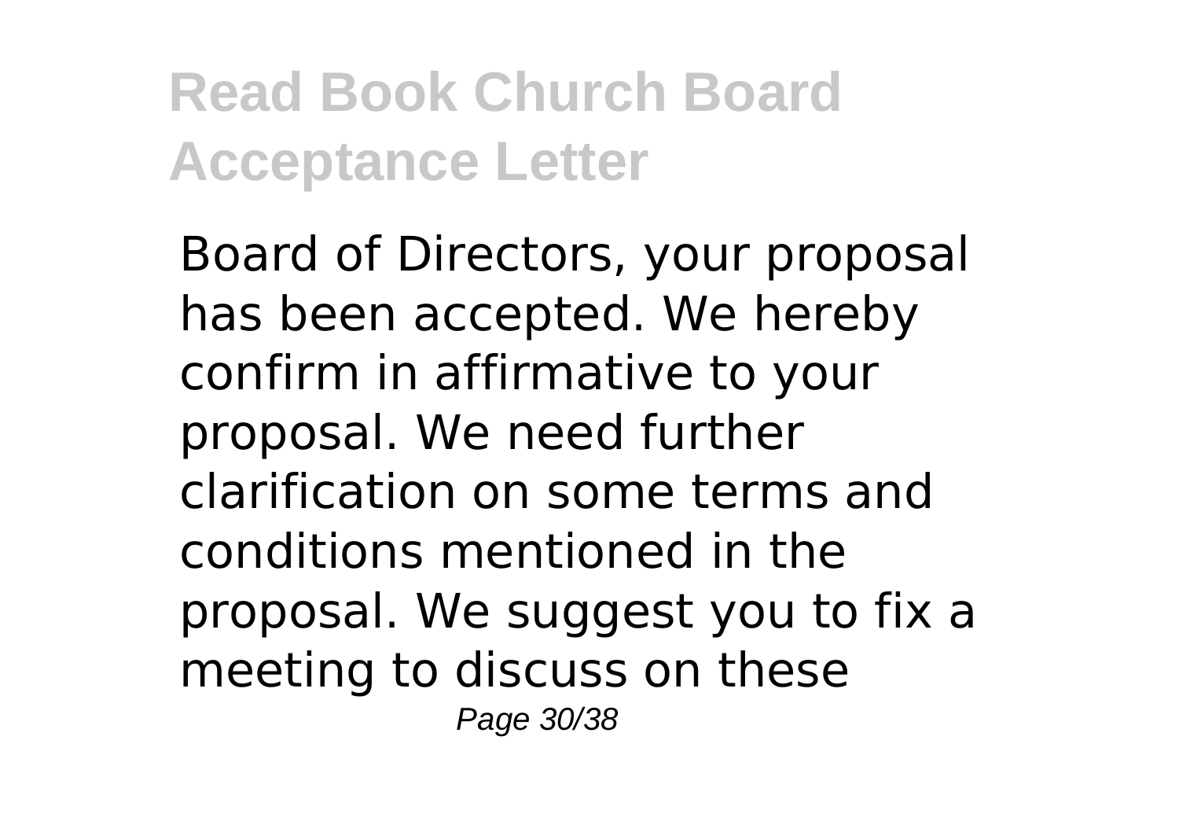Board of Directors, your proposal has been accepted. We hereby confirm in affirmative to your proposal. We need further clarification on some terms and conditions mentioned in the proposal. We suggest you to fix a meeting to discuss on these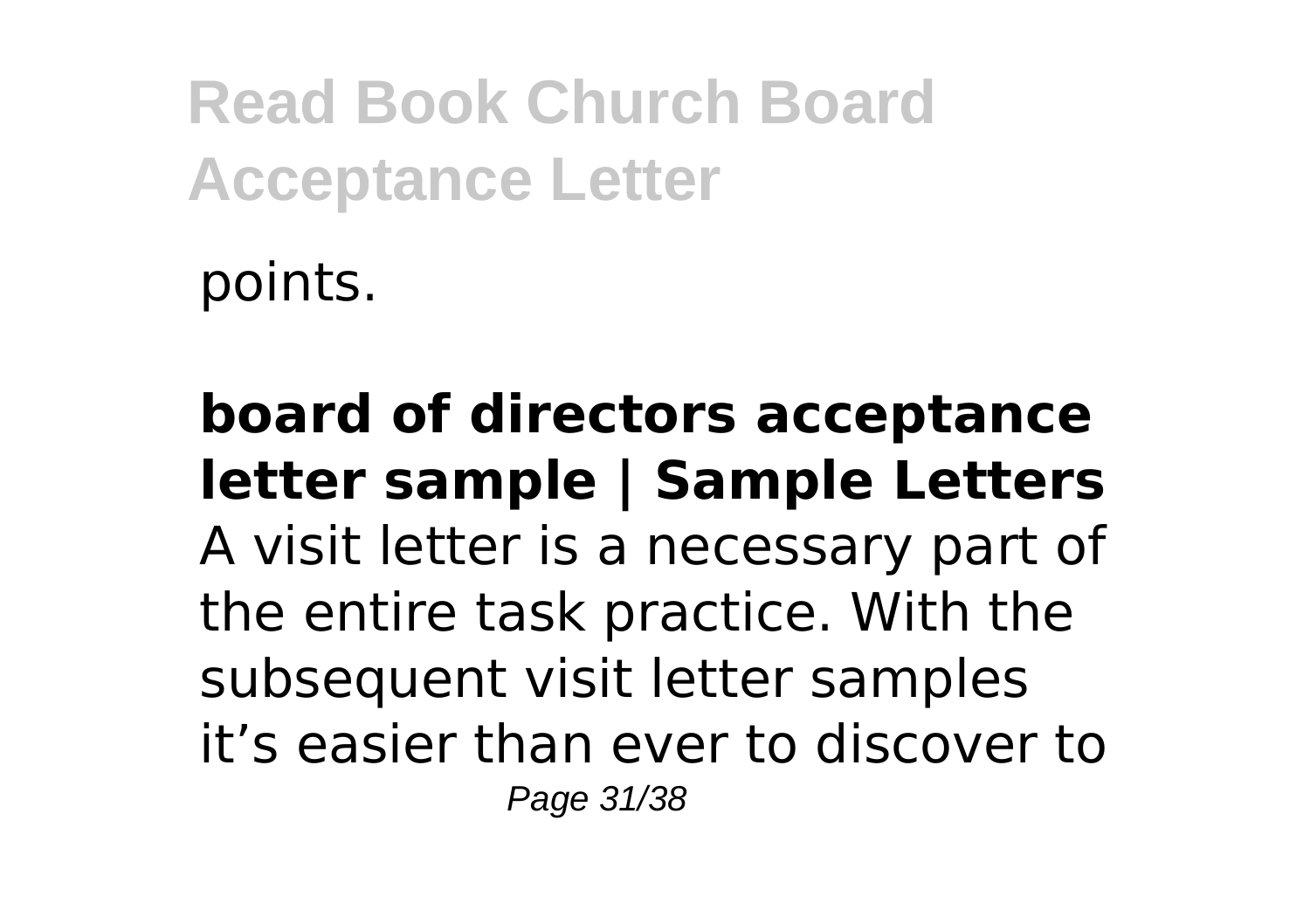points.

**board of directors acceptance letter sample | Sample Letters**

A visit letter is a necessary part of the entire task practice. With the subsequent visit letter samples it's easier than ever to discover to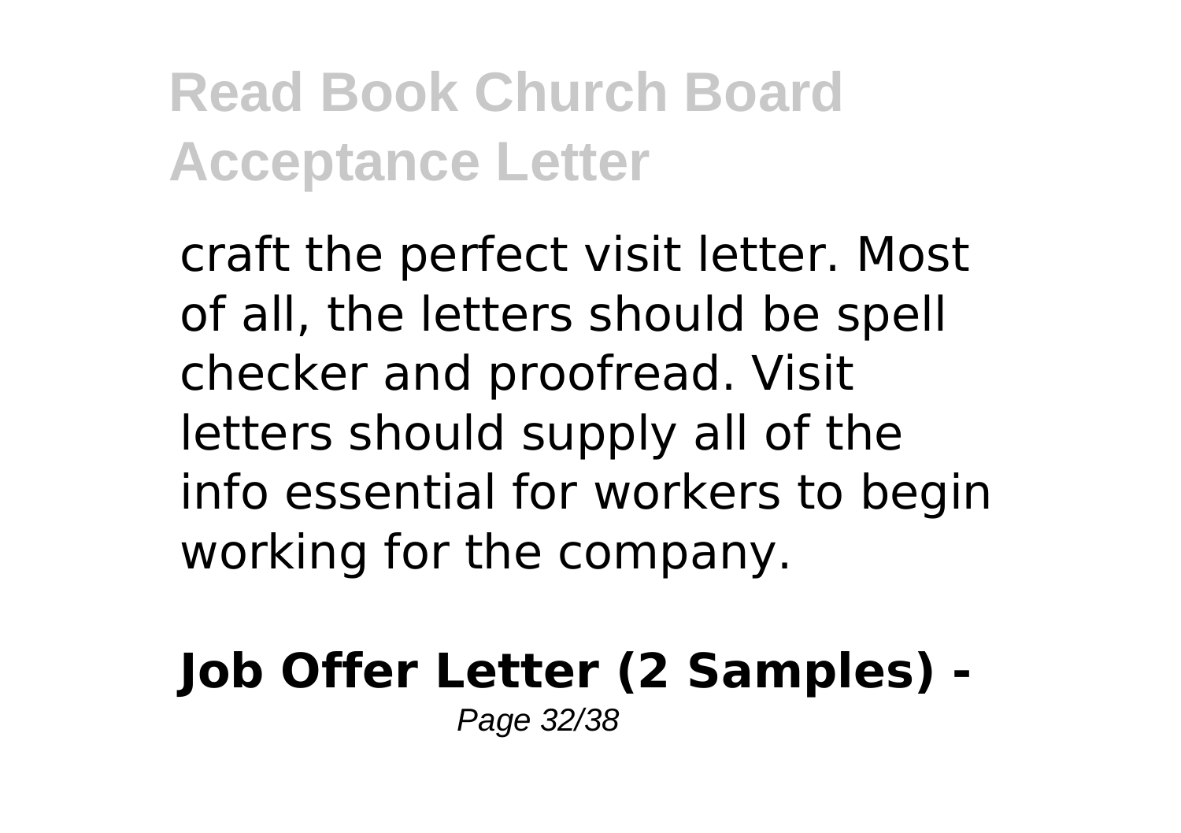craft the perfect visit letter. Most of all, the letters should be spell checker and proofread. Visit letters should supply all of the info essential for workers to begin working for the company.

**Job Offer Letter (2 Samples) -**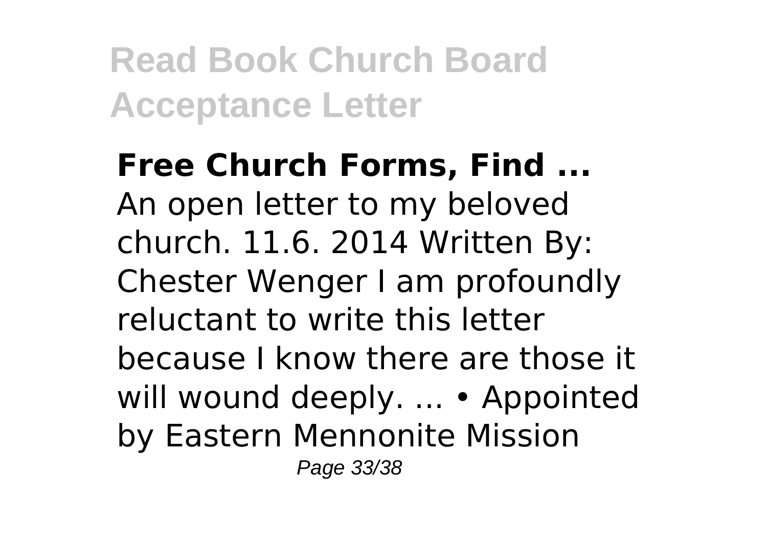**Free Church Forms, Find ...**
An open letter to my beloved church. 11.6. 2014 Written By: Chester Wenger I am profoundly reluctant to write this letter because I know there are those it will wound deeply. ... • Appointed by Eastern Mennonite Mission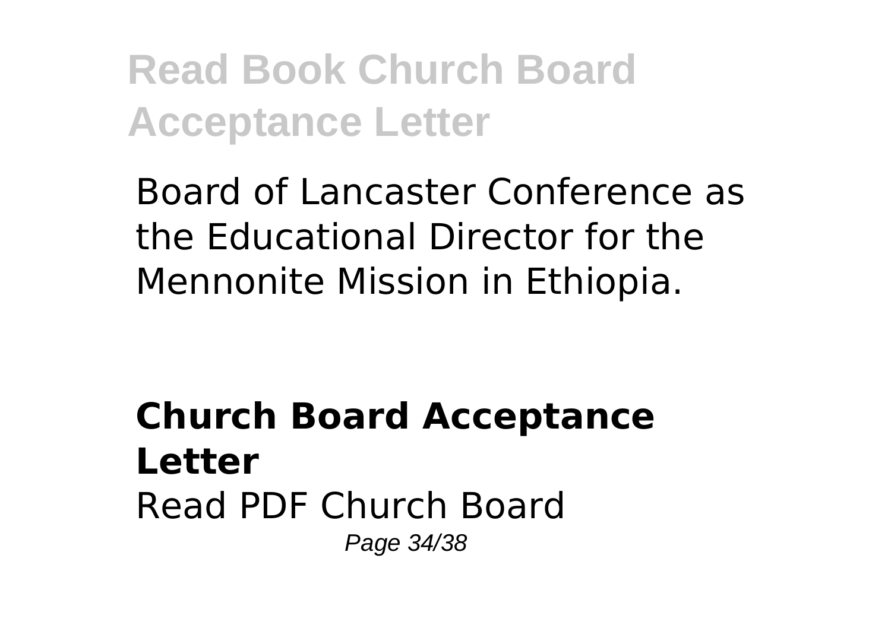Board of Lancaster Conference as the Educational Director for the Mennonite Mission in Ethiopia.

## Church Board Acceptance Letter

Read PDF Church Board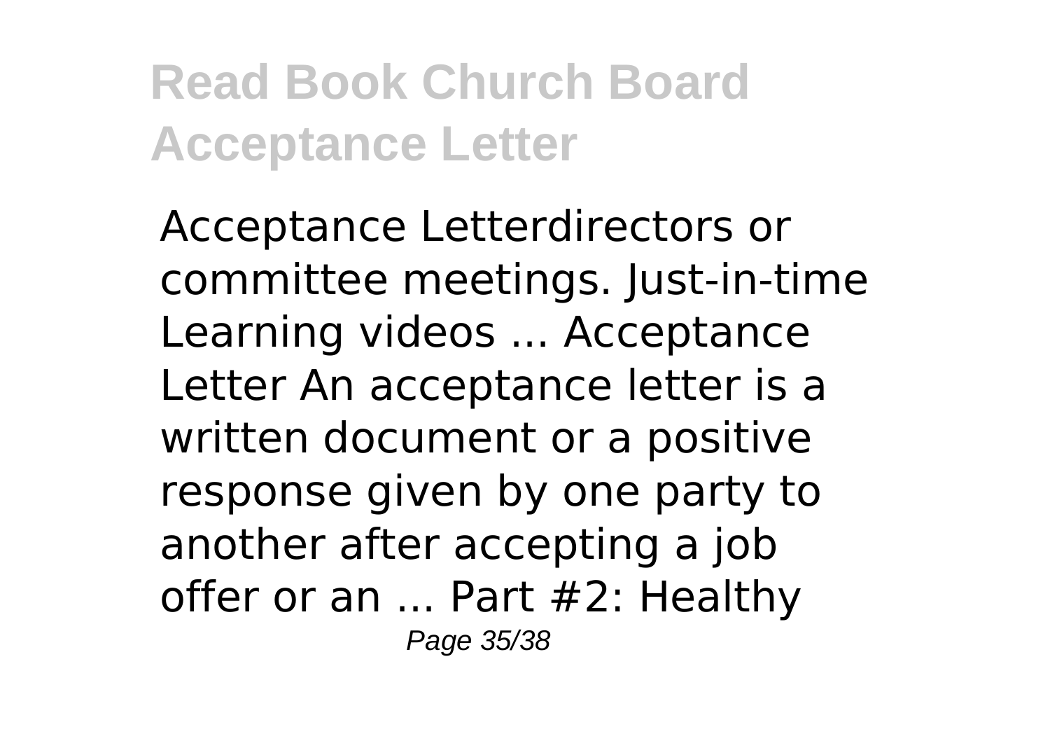Acceptance Letterdirectors or committee meetings. Just-in-time Learning videos ... Acceptance Letter An acceptance letter is a written document or a positive response given by one party to another after accepting a job offer or an ... Part #2: Healthy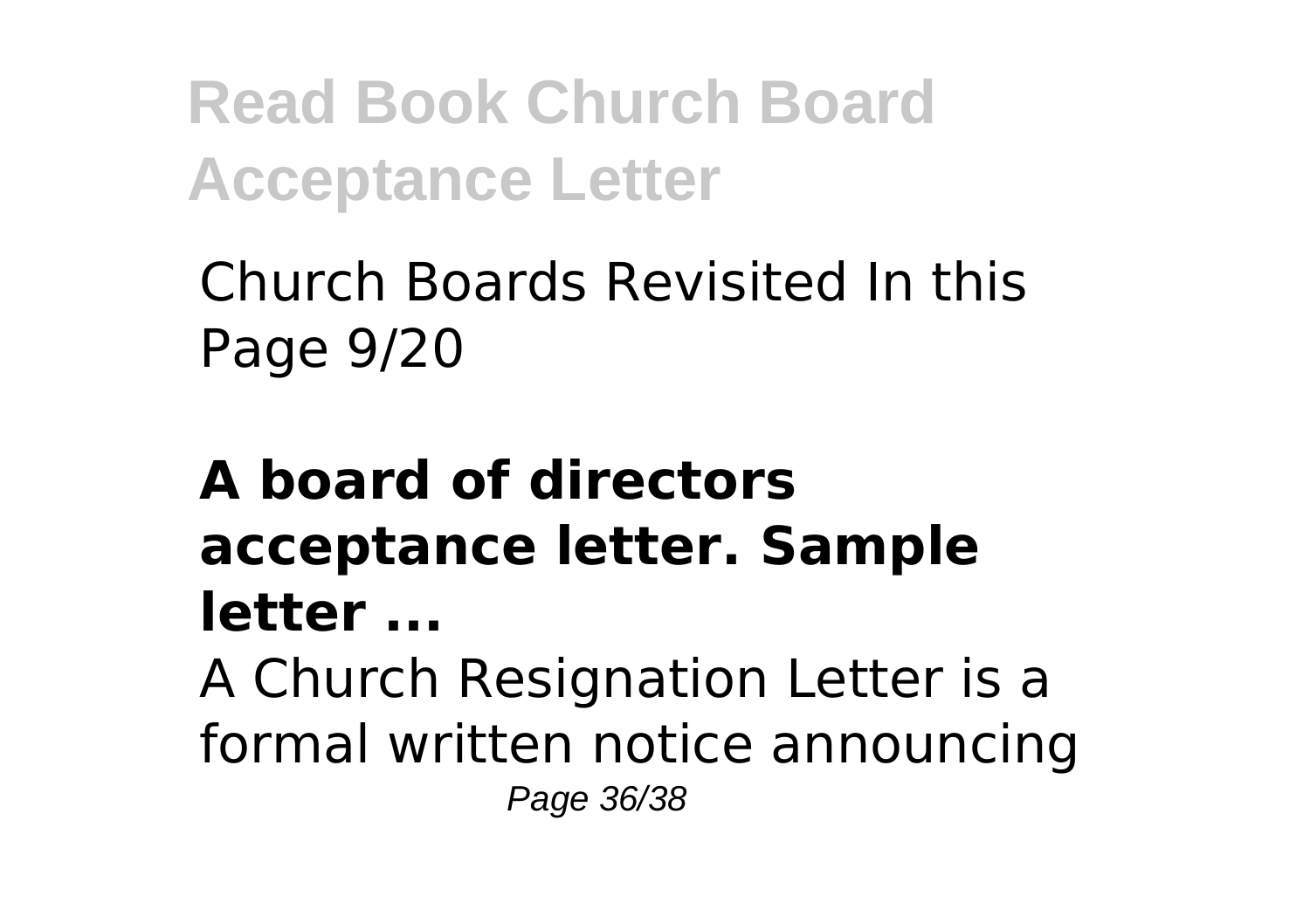Church Boards Revisited In this Page 9/20

**A board of directors acceptance letter. Sample letter ...**

A Church Resignation Letter is a formal written notice announcing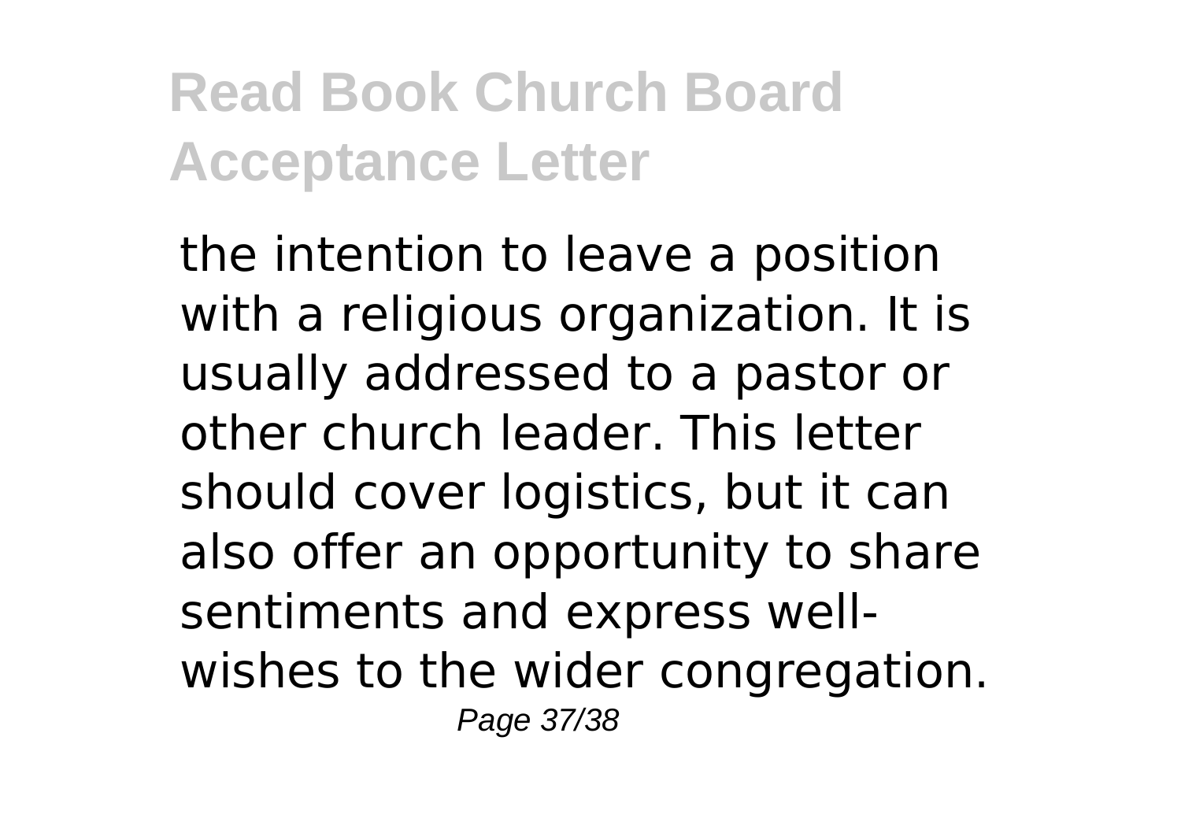the intention to leave a position with a religious organization. It is usually addressed to a pastor or other church leader. This letter should cover logistics, but it can also offer an opportunity to share sentiments and express well-wishes to the wider congregation.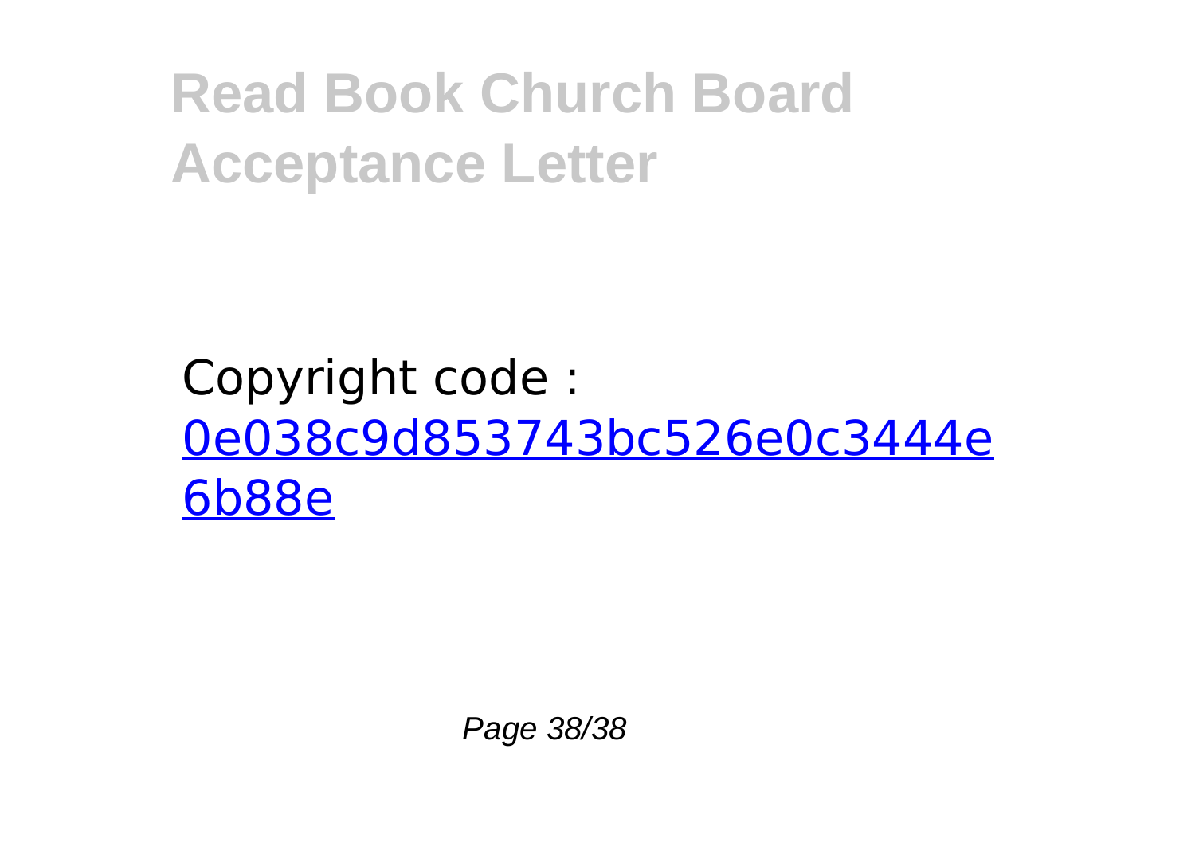Copyright code : [0e038c9d853743bc526e0c3444e6b88e](0e038c9d853743bc526e0c3444e6b88e)